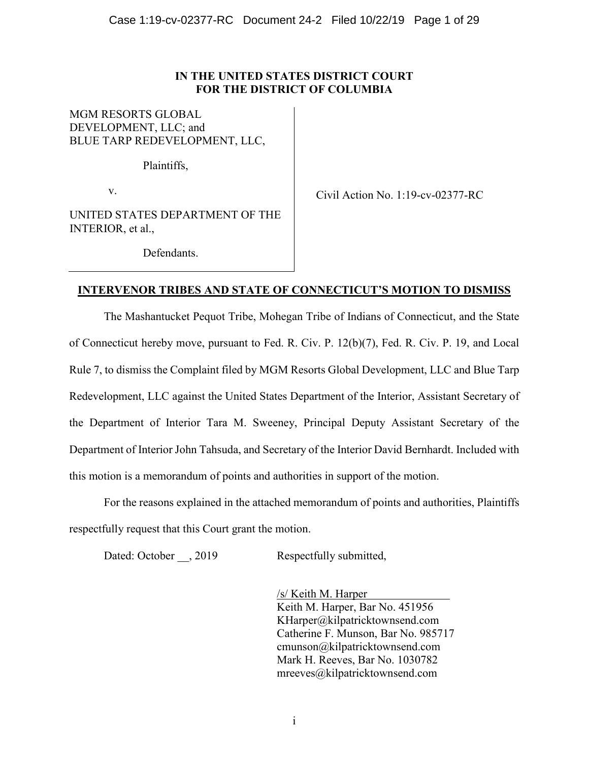**IN THE UNITED STATES DISTRICT COURT**
**FOR THE DISTRICT OF COLUMBIA**

MGM RESORTS GLOBAL DEVELOPMENT, LLC; and BLUE TARP REDEVELOPMENT, LLC,

Plaintiffs,

v.

UNITED STATES DEPARTMENT OF THE INTERIOR, et al.,

Defendants.

Civil Action No. 1:19-cv-02377-RC

**INTERVENOR TRIBES AND STATE OF CONNECTICUT'S MOTION TO DISMISS**

The Mashantucket Pequot Tribe, Mohegan Tribe of Indians of Connecticut, and the State of Connecticut hereby move, pursuant to Fed. R. Civ. P. 12(b)(7), Fed. R. Civ. P. 19, and Local Rule 7, to dismiss the Complaint filed by MGM Resorts Global Development, LLC and Blue Tarp Redevelopment, LLC against the United States Department of the Interior, Assistant Secretary of the Department of Interior Tara M. Sweeney, Principal Deputy Assistant Secretary of the Department of Interior John Tahsuda, and Secretary of the Interior David Bernhardt. Included with this motion is a memorandum of points and authorities in support of the motion.

For the reasons explained in the attached memorandum of points and authorities, Plaintiffs respectfully request that this Court grant the motion.

Dated: October __, 2019

Respectfully submitted,

/s/ Keith M. Harper
Keith M. Harper, Bar No. 451956
KHarper@kilpatricktownsend.com
Catherine F. Munson, Bar No. 985717
cmunson@kilpatricktownsend.com
Mark H. Reeves, Bar No. 1030782
mreeves@kilpatricktownsend.com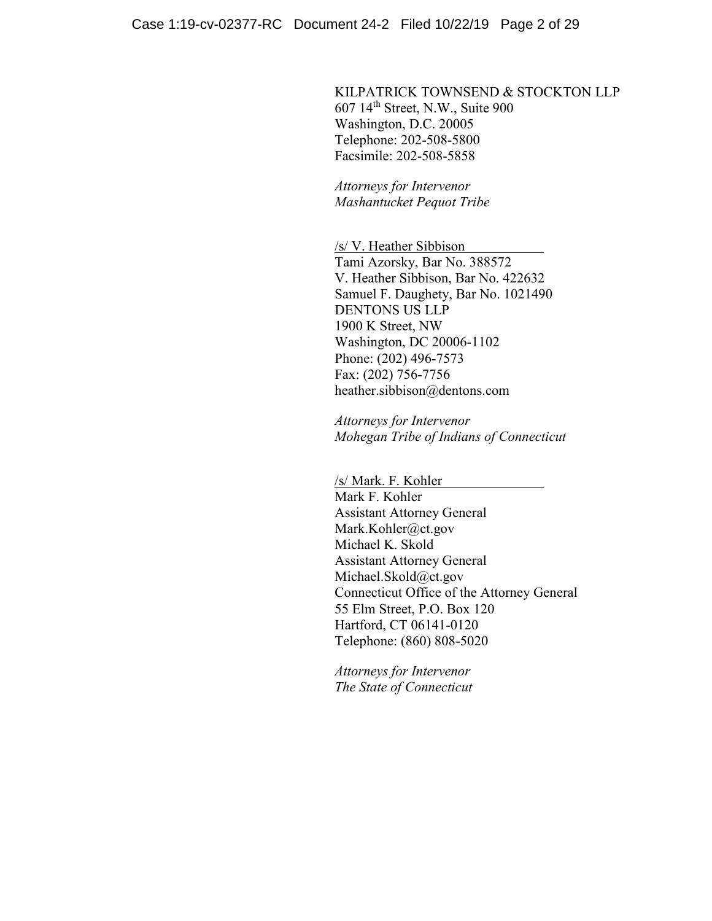KILPATRICK TOWNSEND & STOCKTON LLP
607 14th Street, N.W., Suite 900
Washington, D.C. 20005
Telephone: 202-508-5800
Facsimile: 202-508-5858

*Attorneys for Intervenor*
*Mashantucket Pequot Tribe*

/s/ V. Heather Sibbison
Tami Azorsky, Bar No. 388572
V. Heather Sibbison, Bar No. 422632
Samuel F. Daughety, Bar No. 1021490
DENTONS US LLP
1900 K Street, NW
Washington, DC 20006-1102
Phone: (202) 496-7573
Fax: (202) 756-7756
heather.sibbison@dentons.com

*Attorneys for Intervenor*
*Mohegan Tribe of Indians of Connecticut*

/s/ Mark. F. Kohler
Mark F. Kohler
Assistant Attorney General
Mark.Kohler@ct.gov
Michael K. Skold
Assistant Attorney General
Michael.Skold@ct.gov
Connecticut Office of the Attorney General
55 Elm Street, P.O. Box 120
Hartford, CT 06141-0120
Telephone: (860) 808-5020

*Attorneys for Intervenor*
*The State of Connecticut*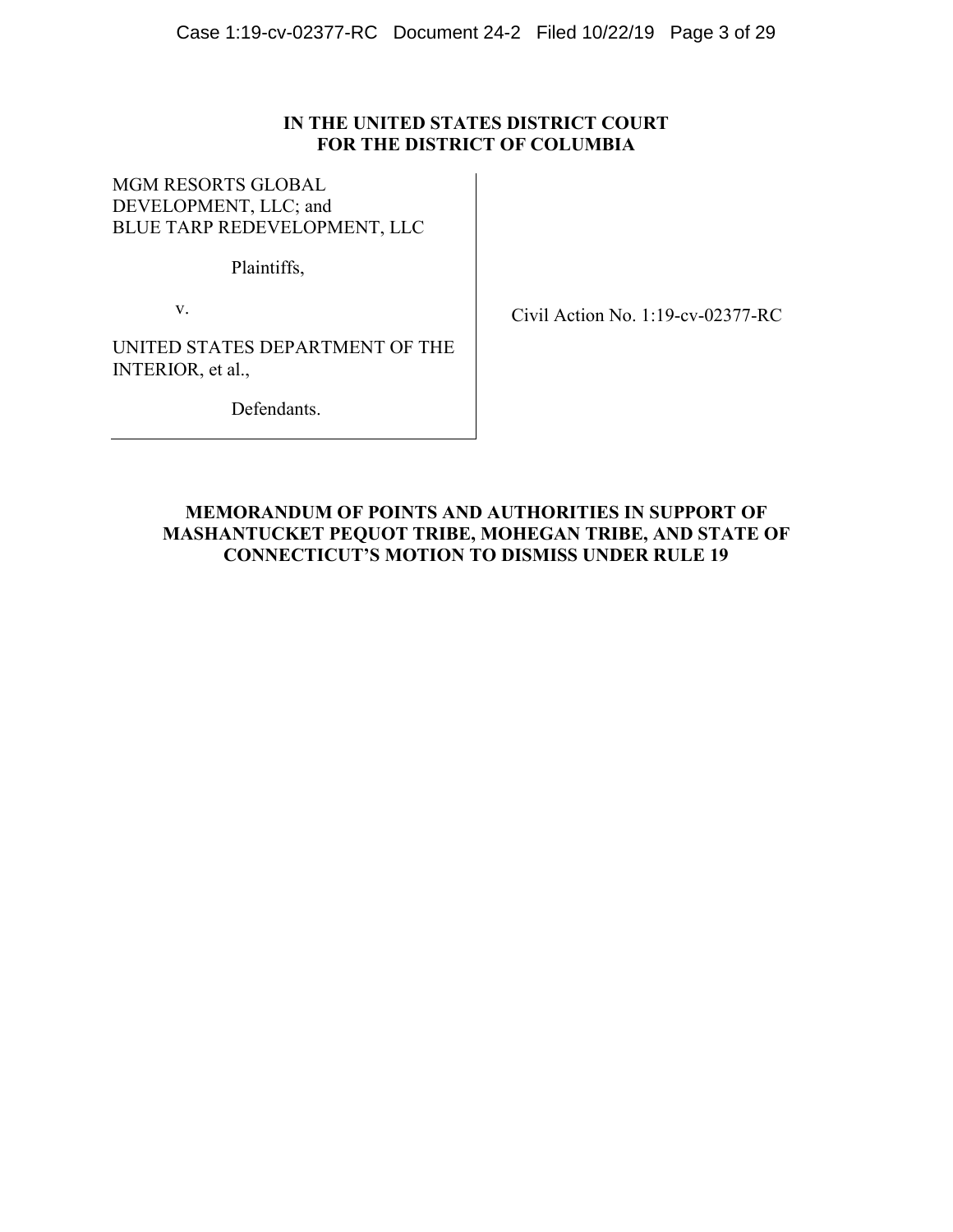**IN THE UNITED STATES DISTRICT COURT**
**FOR THE DISTRICT OF COLUMBIA**

| | |
|---|---|
| MGM RESORTS GLOBAL DEVELOPMENT, LLC; and BLUE TARP REDEVELOPMENT, LLC<br><br>Plaintiffs,<br><br>v.<br><br>UNITED STATES DEPARTMENT OF THE INTERIOR, et al.,<br><br>Defendants. | Civil Action No. 1:19-cv-02377-RC |

**MEMORANDUM OF POINTS AND AUTHORITIES IN SUPPORT OF MASHANTUCKET PEQUOT TRIBE, MOHEGAN TRIBE, AND STATE OF CONNECTICUT'S MOTION TO DISMISS UNDER RULE 19**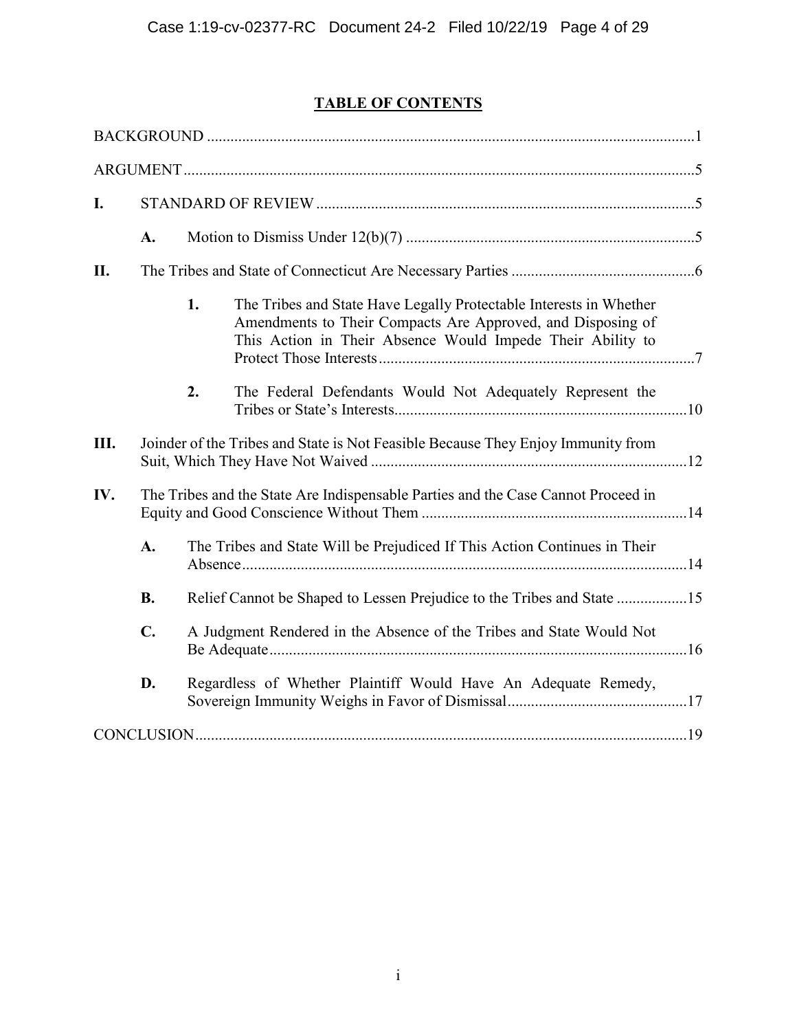## TABLE OF CONTENTS

BACKGROUND ..... 1

ARGUMENT ..... 5

**I.** STANDARD OF REVIEW ..... 5

- **A.** Motion to Dismiss Under 12(b)(7) ..... 5

**II.** The Tribes and State of Connecticut Are Necessary Parties ..... 6

- **1.** The Tribes and State Have Legally Protectable Interests in Whether Amendments to Their Compacts Are Approved, and Disposing of This Action in Their Absence Would Impede Their Ability to Protect Those Interests ..... 7
- **2.** The Federal Defendants Would Not Adequately Represent the Tribes or State's Interests ..... 10

**III.** Joinder of the Tribes and State is Not Feasible Because They Enjoy Immunity from Suit, Which They Have Not Waived ..... 12

**IV.** The Tribes and the State Are Indispensable Parties and the Case Cannot Proceed in Equity and Good Conscience Without Them ..... 14

- **A.** The Tribes and State Will be Prejudiced If This Action Continues in Their Absence ..... 14
- **B.** Relief Cannot be Shaped to Lessen Prejudice to the Tribes and State ..... 15
- **C.** A Judgment Rendered in the Absence of the Tribes and State Would Not Be Adequate ..... 16
- **D.** Regardless of Whether Plaintiff Would Have An Adequate Remedy, Sovereign Immunity Weighs in Favor of Dismissal ..... 17

CONCLUSION ..... 19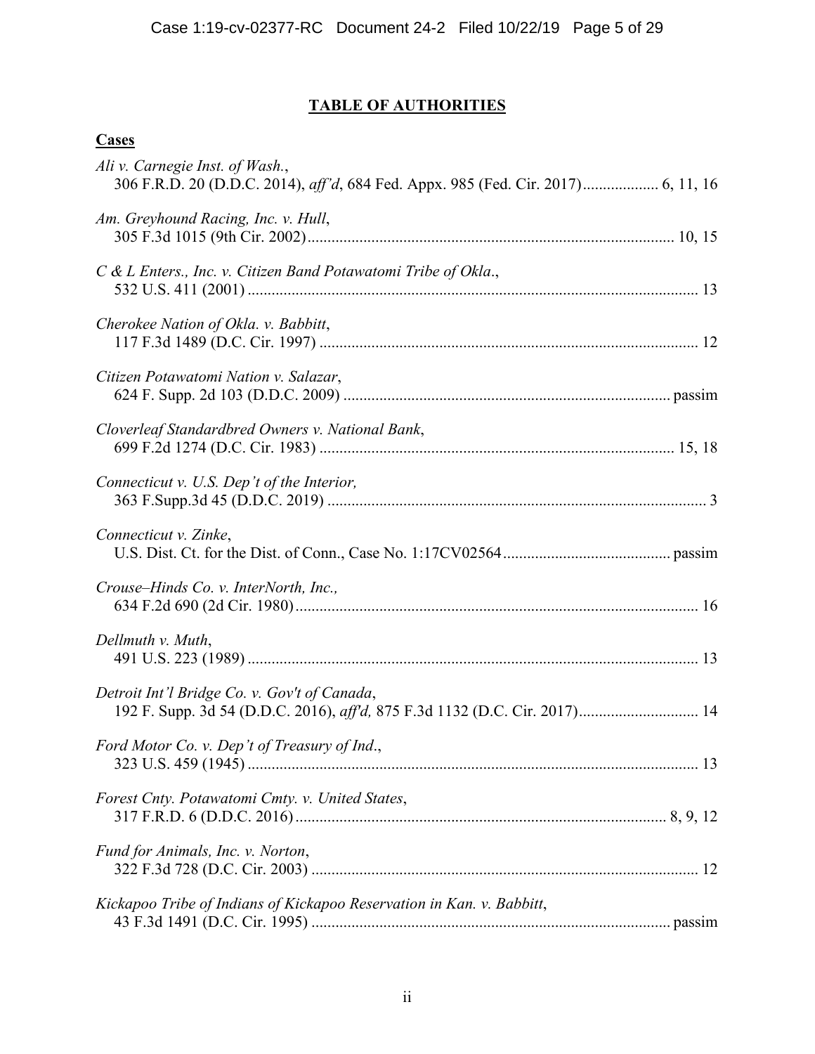## **TABLE OF AUTHORITIES**

**Cases**

*Ali v. Carnegie Inst. of Wash.*,
306 F.R.D. 20 (D.D.C. 2014), *aff'd*, 684 Fed. Appx. 985 (Fed. Cir. 2017).................. 6, 11, 16

*Am. Greyhound Racing, Inc. v. Hull*,
305 F.3d 1015 (9th Cir. 2002)........................................................................................... 10, 15

*C & L Enters., Inc. v. Citizen Band Potawatomi Tribe of Okla.*,
532 U.S. 411 (2001) ............................................................................................................... 13

*Cherokee Nation of Okla. v. Babbitt*,
117 F.3d 1489 (D.C. Cir. 1997) ............................................................................................. 12

*Citizen Potawatomi Nation v. Salazar*,
624 F. Supp. 2d 103 (D.D.C. 2009) ................................................................................. passim

*Cloverleaf Standardbred Owners v. National Bank*,
699 F.2d 1274 (D.C. Cir. 1983) ........................................................................................ 15, 18

*Connecticut v. U.S. Dep't of the Interior,*
363 F.Supp.3d 45 (D.D.C. 2019) .............................................................................................. 3

*Connecticut v. Zinke*,
U.S. Dist. Ct. for the Dist. of Conn., Case No. 1:17CV02564.......................................... passim

*Crouse–Hinds Co. v. InterNorth, Inc.,*
634 F.2d 690 (2d Cir. 1980).................................................................................................... 16

*Dellmuth v. Muth*,
491 U.S. 223 (1989) ............................................................................................................... 13

*Detroit Int'l Bridge Co. v. Gov't of Canada*,
192 F. Supp. 3d 54 (D.D.C. 2016), *aff'd,* 875 F.3d 1132 (D.C. Cir. 2017)............................. 14

*Ford Motor Co. v. Dep't of Treasury of Ind*.,
323 U.S. 459 (1945) ............................................................................................................... 13

*Forest Cnty. Potawatomi Cmty. v. United States*,
317 F.R.D. 6 (D.D.C. 2016)........................................................................................... 8, 9, 12

*Fund for Animals, Inc. v. Norton*,
322 F.3d 728 (D.C. Cir. 2003) ................................................................................................ 12

*Kickapoo Tribe of Indians of Kickapoo Reservation in Kan. v. Babbitt*,
43 F.3d 1491 (D.C. Cir. 1995) ......................................................................................... passim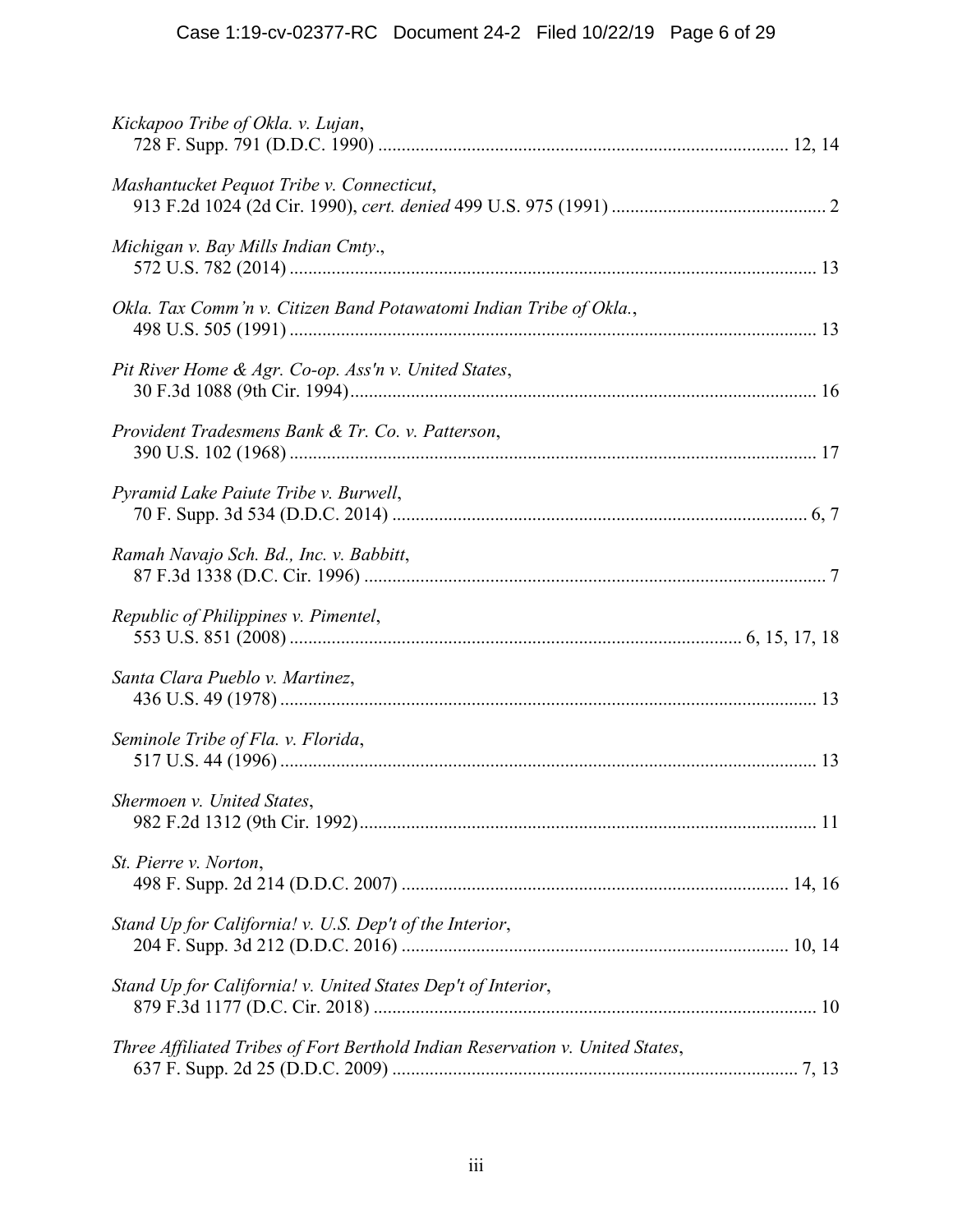*Kickapoo Tribe of Okla. v. Lujan*,
728 F. Supp. 791 (D.D.C. 1990) ........................................................................................ 12, 14

*Mashantucket Pequot Tribe v. Connecticut*,
913 F.2d 1024 (2d Cir. 1990), *cert. denied* 499 U.S. 975 (1991) .............................................. 2

*Michigan v. Bay Mills Indian Cmty*.,
572 U.S. 782 (2014) ................................................................................................................ 13

*Okla. Tax Comm'n v. Citizen Band Potawatomi Indian Tribe of Okla.*,
498 U.S. 505 (1991) ................................................................................................................ 13

*Pit River Home & Agr. Co-op. Ass'n v. United States*,
30 F.3d 1088 (9th Cir. 1994).................................................................................................... 16

*Provident Tradesmens Bank & Tr. Co. v. Patterson*,
390 U.S. 102 (1968) ................................................................................................................ 17

*Pyramid Lake Paiute Tribe v. Burwell*,
70 F. Supp. 3d 534 (D.D.C. 2014) ........................................................................................ 6, 7

*Ramah Navajo Sch. Bd., Inc. v. Babbitt*,
87 F.3d 1338 (D.C. Cir. 1996) .................................................................................................. 7

*Republic of Philippines v. Pimentel*,
553 U.S. 851 (2008) ................................................................................................ 6, 15, 17, 18

*Santa Clara Pueblo v. Martinez*,
436 U.S. 49 (1978) .................................................................................................................. 13

*Seminole Tribe of Fla. v. Florida*,
517 U.S. 44 (1996) .................................................................................................................. 13

*Shermoen v. United States*,
982 F.2d 1312 (9th Cir. 1992)................................................................................................. 11

*St. Pierre v. Norton*,
498 F. Supp. 2d 214 (D.D.C. 2007) .................................................................................. 14, 16

*Stand Up for California! v. U.S. Dep't of the Interior*,
204 F. Supp. 3d 212 (D.D.C. 2016) .................................................................................. 10, 14

*Stand Up for California! v. United States Dep't of Interior*,
879 F.3d 1177 (D.C. Cir. 2018) .............................................................................................. 10

*Three Affiliated Tribes of Fort Berthold Indian Reservation v. United States*,
637 F. Supp. 2d 25 (D.D.C. 2009) ...................................................................................... 7, 13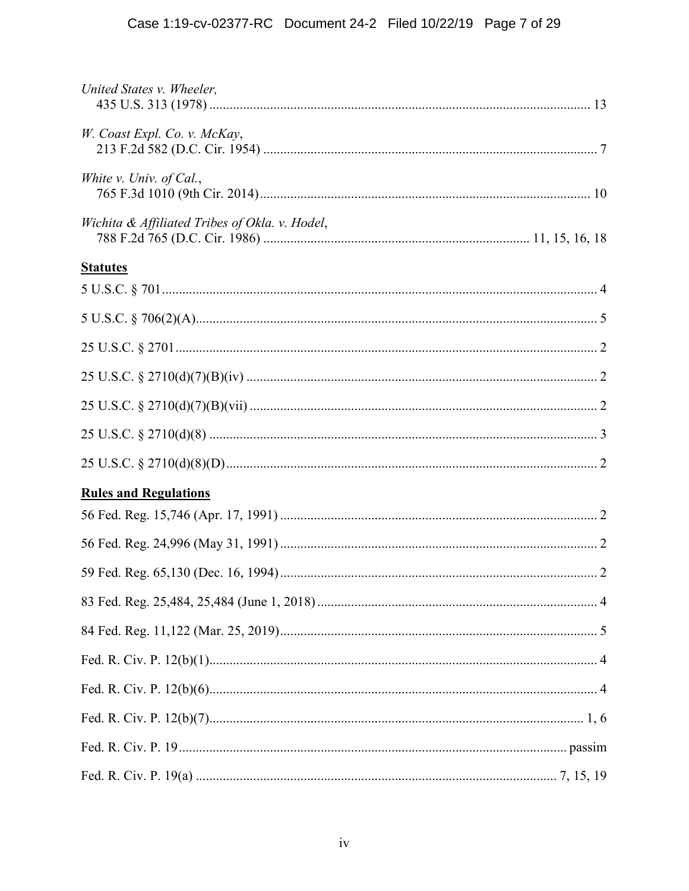*United States v. Wheeler*,
435 U.S. 313 (1978) ................................................................ 13

*W. Coast Expl. Co. v. McKay*,
213 F.2d 582 (D.C. Cir. 1954) ................................................................ 7

*White v. Univ. of Cal.*,
765 F.3d 1010 (9th Cir. 2014) ................................................................ 10

*Wichita & Affiliated Tribes of Okla. v. Hodel*,
788 F.2d 765 (D.C. Cir. 1986) ................................................................ 11, 15, 16, 18

**Statutes**

5 U.S.C. § 701 ................................................................ 4

5 U.S.C. § 706(2)(A) ................................................................ 5

25 U.S.C. § 2701 ................................................................ 2

25 U.S.C. § 2710(d)(7)(B)(iv) ................................................................ 2

25 U.S.C. § 2710(d)(7)(B)(vii) ................................................................ 2

25 U.S.C. § 2710(d)(8) ................................................................ 3

25 U.S.C. § 2710(d)(8)(D) ................................................................ 2

**Rules and Regulations**

56 Fed. Reg. 15,746 (Apr. 17, 1991) ................................................................ 2

56 Fed. Reg. 24,996 (May 31, 1991) ................................................................ 2

59 Fed. Reg. 65,130 (Dec. 16, 1994) ................................................................ 2

83 Fed. Reg. 25,484, 25,484 (June 1, 2018) ................................................................ 4

84 Fed. Reg. 11,122 (Mar. 25, 2019) ................................................................ 5

Fed. R. Civ. P. 12(b)(1) ................................................................ 4

Fed. R. Civ. P. 12(b)(6) ................................................................ 4

Fed. R. Civ. P. 12(b)(7) ................................................................ 1, 6

Fed. R. Civ. P. 19 ................................................................ passim

Fed. R. Civ. P. 19(a) ................................................................ 7, 15, 19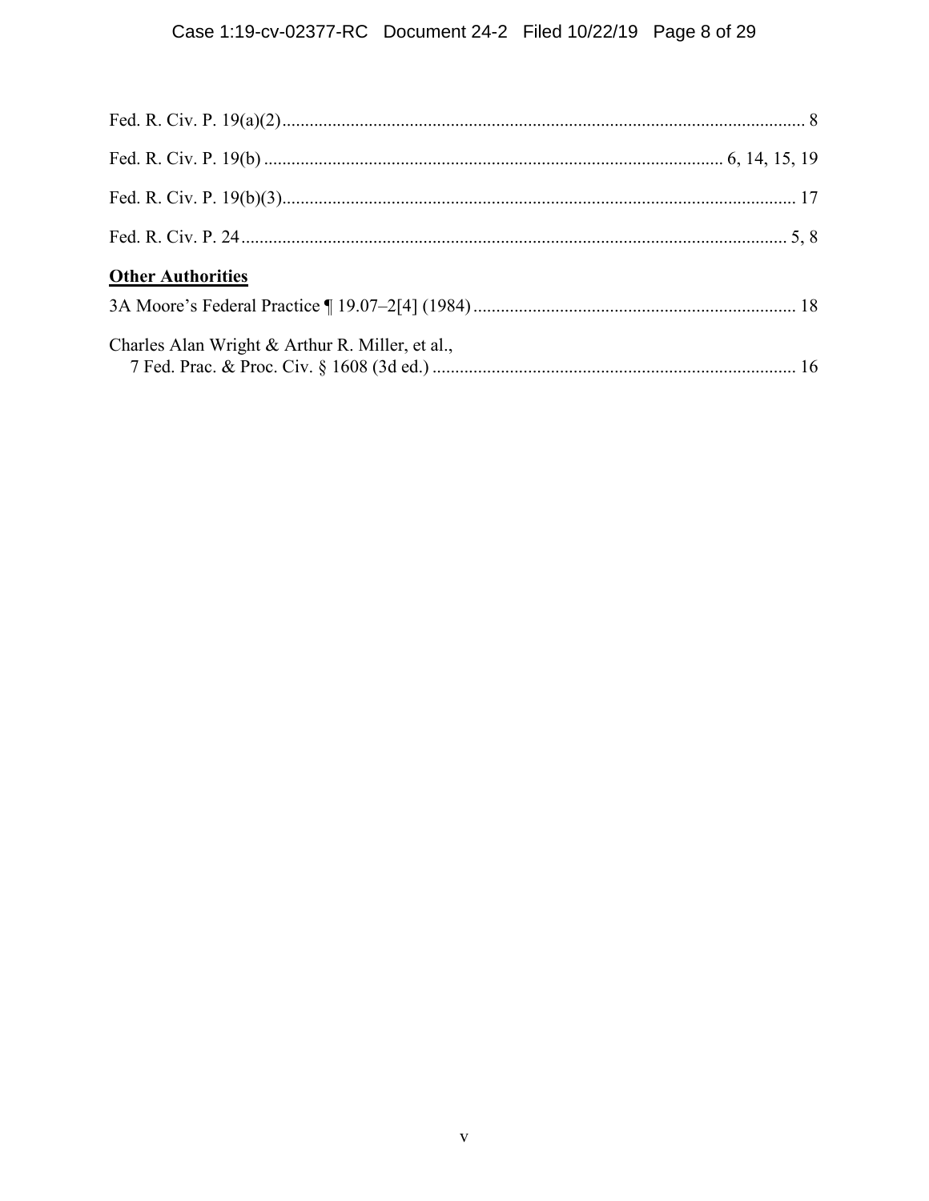Fed. R. Civ. P. 19(a)(2) .................................................................................................................. 8

Fed. R. Civ. P. 19(b) ..................................................................................................... 6, 14, 15, 19

Fed. R. Civ. P. 19(b)(3) ................................................................................................................. 17

Fed. R. Civ. P. 24 ........................................................................................................................ 5, 8

**Other Authorities**

3A Moore's Federal Practice ¶ 19.07–2[4] (1984) ....................................................................... 18

Charles Alan Wright & Arthur R. Miller, et al.,
    7 Fed. Prac. & Proc. Civ. § 1608 (3d ed.) ............................................................................... 16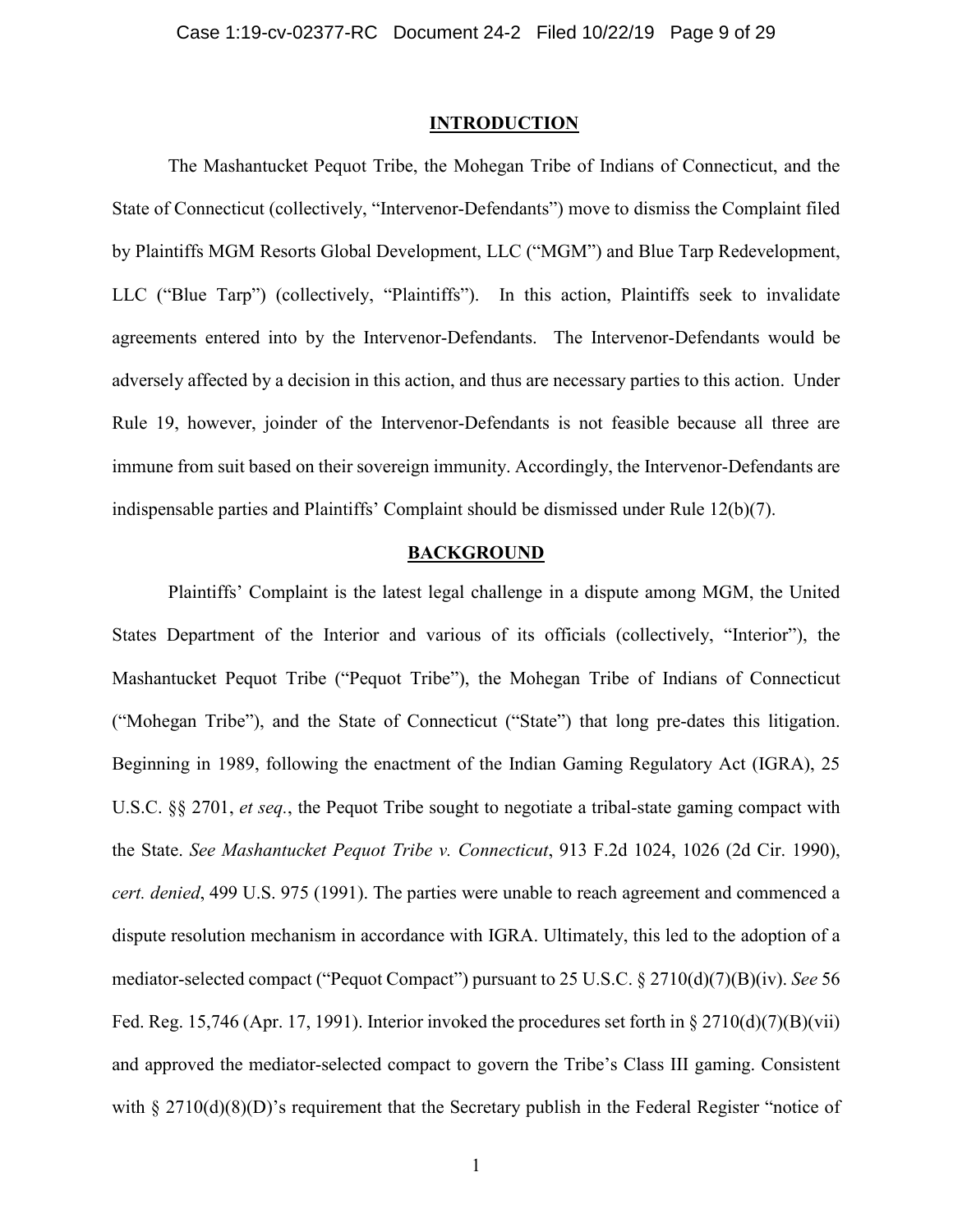## INTRODUCTION

The Mashantucket Pequot Tribe, the Mohegan Tribe of Indians of Connecticut, and the State of Connecticut (collectively, "Intervenor-Defendants") move to dismiss the Complaint filed by Plaintiffs MGM Resorts Global Development, LLC ("MGM") and Blue Tarp Redevelopment, LLC ("Blue Tarp") (collectively, "Plaintiffs"). In this action, Plaintiffs seek to invalidate agreements entered into by the Intervenor-Defendants. The Intervenor-Defendants would be adversely affected by a decision in this action, and thus are necessary parties to this action. Under Rule 19, however, joinder of the Intervenor-Defendants is not feasible because all three are immune from suit based on their sovereign immunity. Accordingly, the Intervenor-Defendants are indispensable parties and Plaintiffs' Complaint should be dismissed under Rule 12(b)(7).

## BACKGROUND

Plaintiffs' Complaint is the latest legal challenge in a dispute among MGM, the United States Department of the Interior and various of its officials (collectively, "Interior"), the Mashantucket Pequot Tribe ("Pequot Tribe"), the Mohegan Tribe of Indians of Connecticut ("Mohegan Tribe"), and the State of Connecticut ("State") that long pre-dates this litigation. Beginning in 1989, following the enactment of the Indian Gaming Regulatory Act (IGRA), 25 U.S.C. §§ 2701, *et seq.*, the Pequot Tribe sought to negotiate a tribal-state gaming compact with the State. *See Mashantucket Pequot Tribe v. Connecticut*, 913 F.2d 1024, 1026 (2d Cir. 1990), *cert. denied*, 499 U.S. 975 (1991). The parties were unable to reach agreement and commenced a dispute resolution mechanism in accordance with IGRA. Ultimately, this led to the adoption of a mediator-selected compact ("Pequot Compact") pursuant to 25 U.S.C. § 2710(d)(7)(B)(iv). *See* 56 Fed. Reg. 15,746 (Apr. 17, 1991). Interior invoked the procedures set forth in § 2710(d)(7)(B)(vii) and approved the mediator-selected compact to govern the Tribe's Class III gaming. Consistent with § 2710(d)(8)(D)'s requirement that the Secretary publish in the Federal Register "notice of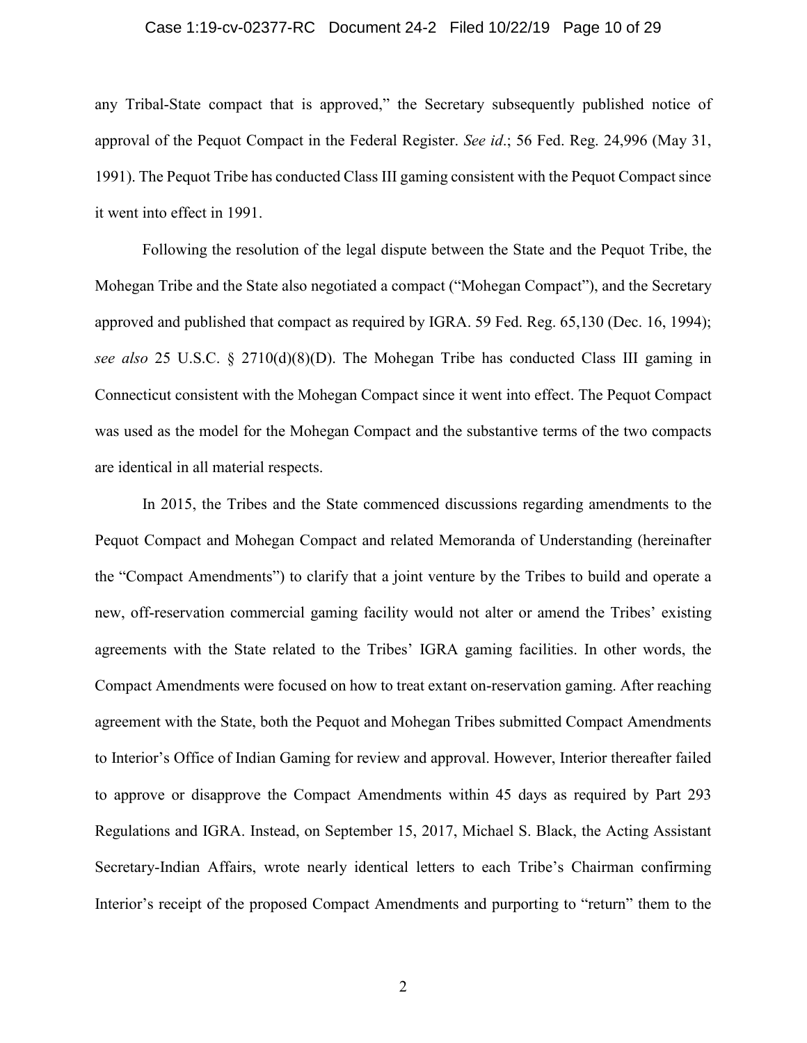any Tribal-State compact that is approved," the Secretary subsequently published notice of approval of the Pequot Compact in the Federal Register. *See id*.; 56 Fed. Reg. 24,996 (May 31, 1991). The Pequot Tribe has conducted Class III gaming consistent with the Pequot Compact since it went into effect in 1991.

Following the resolution of the legal dispute between the State and the Pequot Tribe, the Mohegan Tribe and the State also negotiated a compact ("Mohegan Compact"), and the Secretary approved and published that compact as required by IGRA. 59 Fed. Reg. 65,130 (Dec. 16, 1994); *see also* 25 U.S.C. § 2710(d)(8)(D). The Mohegan Tribe has conducted Class III gaming in Connecticut consistent with the Mohegan Compact since it went into effect. The Pequot Compact was used as the model for the Mohegan Compact and the substantive terms of the two compacts are identical in all material respects.

In 2015, the Tribes and the State commenced discussions regarding amendments to the Pequot Compact and Mohegan Compact and related Memoranda of Understanding (hereinafter the "Compact Amendments") to clarify that a joint venture by the Tribes to build and operate a new, off-reservation commercial gaming facility would not alter or amend the Tribes' existing agreements with the State related to the Tribes' IGRA gaming facilities. In other words, the Compact Amendments were focused on how to treat extant on-reservation gaming. After reaching agreement with the State, both the Pequot and Mohegan Tribes submitted Compact Amendments to Interior's Office of Indian Gaming for review and approval. However, Interior thereafter failed to approve or disapprove the Compact Amendments within 45 days as required by Part 293 Regulations and IGRA. Instead, on September 15, 2017, Michael S. Black, the Acting Assistant Secretary-Indian Affairs, wrote nearly identical letters to each Tribe's Chairman confirming Interior's receipt of the proposed Compact Amendments and purporting to "return" them to the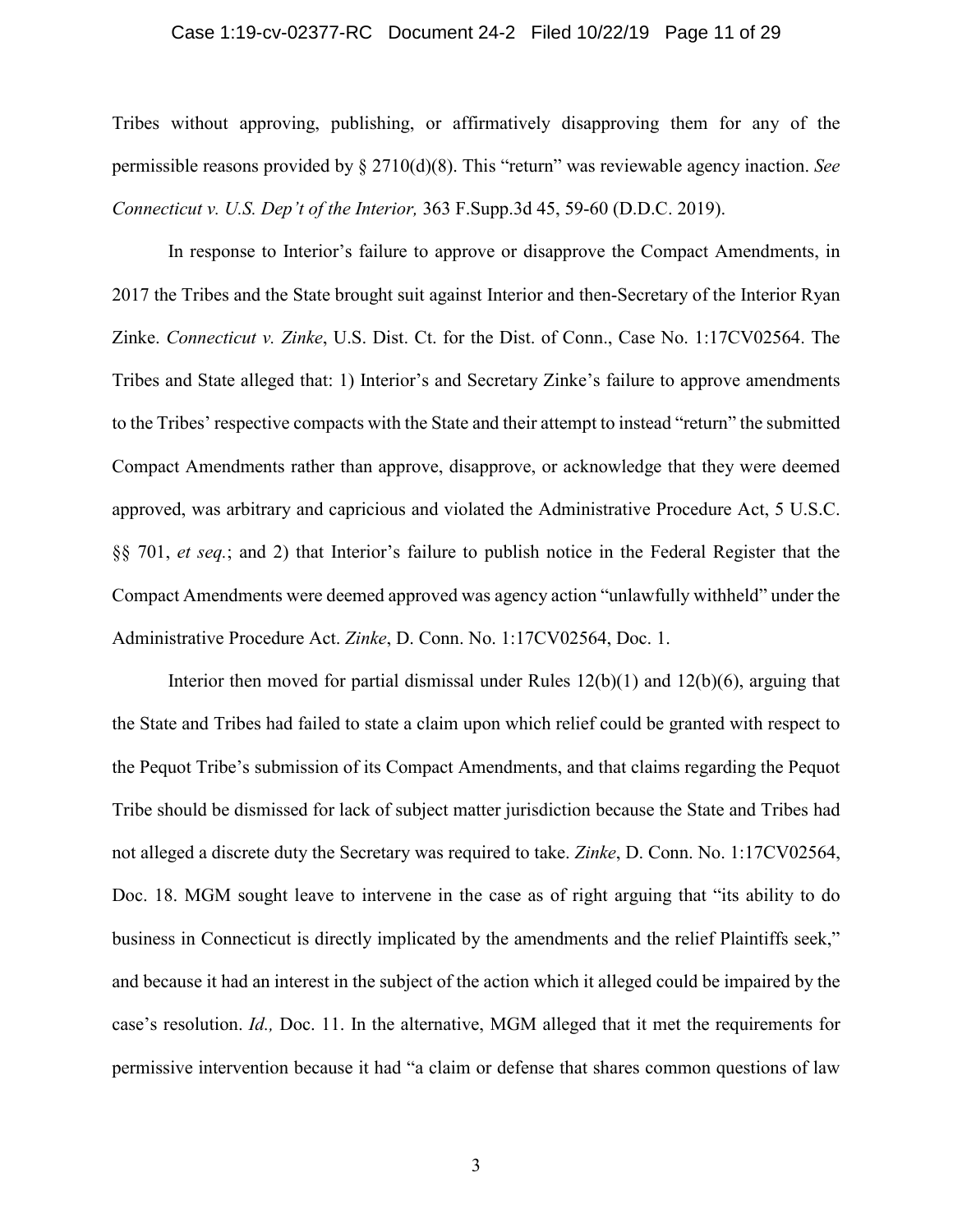Tribes without approving, publishing, or affirmatively disapproving them for any of the permissible reasons provided by § 2710(d)(8). This "return" was reviewable agency inaction. *See Connecticut v. U.S. Dep't of the Interior,* 363 F.Supp.3d 45, 59-60 (D.D.C. 2019).

In response to Interior's failure to approve or disapprove the Compact Amendments, in 2017 the Tribes and the State brought suit against Interior and then-Secretary of the Interior Ryan Zinke. *Connecticut v. Zinke*, U.S. Dist. Ct. for the Dist. of Conn., Case No. 1:17CV02564. The Tribes and State alleged that: 1) Interior's and Secretary Zinke's failure to approve amendments to the Tribes' respective compacts with the State and their attempt to instead "return" the submitted Compact Amendments rather than approve, disapprove, or acknowledge that they were deemed approved, was arbitrary and capricious and violated the Administrative Procedure Act, 5 U.S.C. §§ 701, *et seq.*; and 2) that Interior's failure to publish notice in the Federal Register that the Compact Amendments were deemed approved was agency action "unlawfully withheld" under the Administrative Procedure Act. *Zinke*, D. Conn. No. 1:17CV02564, Doc. 1.

Interior then moved for partial dismissal under Rules 12(b)(1) and 12(b)(6), arguing that the State and Tribes had failed to state a claim upon which relief could be granted with respect to the Pequot Tribe's submission of its Compact Amendments, and that claims regarding the Pequot Tribe should be dismissed for lack of subject matter jurisdiction because the State and Tribes had not alleged a discrete duty the Secretary was required to take. *Zinke*, D. Conn. No. 1:17CV02564, Doc. 18. MGM sought leave to intervene in the case as of right arguing that "its ability to do business in Connecticut is directly implicated by the amendments and the relief Plaintiffs seek," and because it had an interest in the subject of the action which it alleged could be impaired by the case's resolution. *Id.,* Doc. 11. In the alternative, MGM alleged that it met the requirements for permissive intervention because it had "a claim or defense that shares common questions of law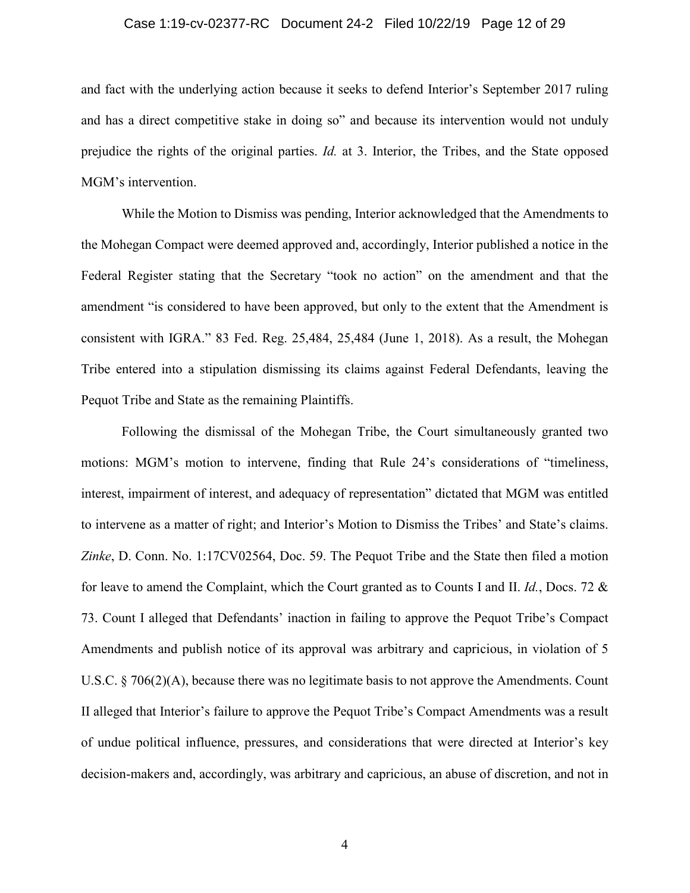and fact with the underlying action because it seeks to defend Interior's September 2017 ruling and has a direct competitive stake in doing so" and because its intervention would not unduly prejudice the rights of the original parties. *Id.* at 3. Interior, the Tribes, and the State opposed MGM's intervention.

While the Motion to Dismiss was pending, Interior acknowledged that the Amendments to the Mohegan Compact were deemed approved and, accordingly, Interior published a notice in the Federal Register stating that the Secretary "took no action" on the amendment and that the amendment "is considered to have been approved, but only to the extent that the Amendment is consistent with IGRA." 83 Fed. Reg. 25,484, 25,484 (June 1, 2018). As a result, the Mohegan Tribe entered into a stipulation dismissing its claims against Federal Defendants, leaving the Pequot Tribe and State as the remaining Plaintiffs.

Following the dismissal of the Mohegan Tribe, the Court simultaneously granted two motions: MGM's motion to intervene, finding that Rule 24's considerations of "timeliness, interest, impairment of interest, and adequacy of representation" dictated that MGM was entitled to intervene as a matter of right; and Interior's Motion to Dismiss the Tribes' and State's claims. *Zinke*, D. Conn. No. 1:17CV02564, Doc. 59. The Pequot Tribe and the State then filed a motion for leave to amend the Complaint, which the Court granted as to Counts I and II. *Id.*, Docs. 72 & 73. Count I alleged that Defendants' inaction in failing to approve the Pequot Tribe's Compact Amendments and publish notice of its approval was arbitrary and capricious, in violation of 5 U.S.C. § 706(2)(A), because there was no legitimate basis to not approve the Amendments. Count II alleged that Interior's failure to approve the Pequot Tribe's Compact Amendments was a result of undue political influence, pressures, and considerations that were directed at Interior's key decision-makers and, accordingly, was arbitrary and capricious, an abuse of discretion, and not in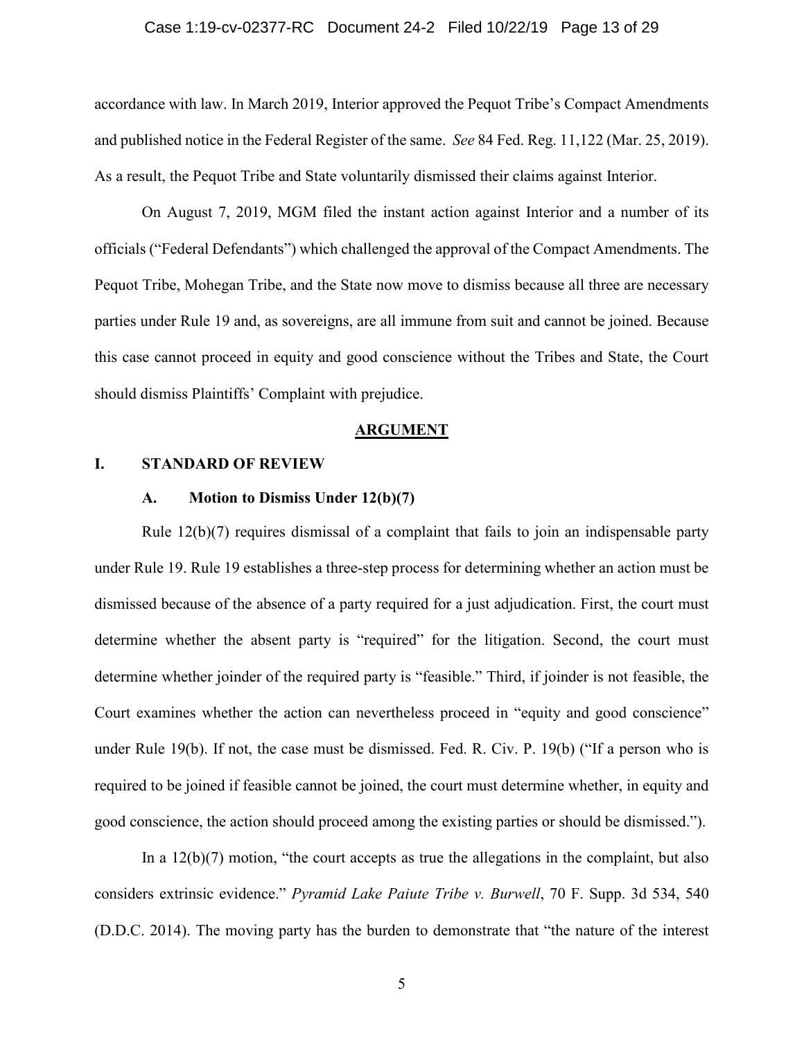accordance with law. In March 2019, Interior approved the Pequot Tribe's Compact Amendments and published notice in the Federal Register of the same. *See* 84 Fed. Reg. 11,122 (Mar. 25, 2019). As a result, the Pequot Tribe and State voluntarily dismissed their claims against Interior.

On August 7, 2019, MGM filed the instant action against Interior and a number of its officials ("Federal Defendants") which challenged the approval of the Compact Amendments. The Pequot Tribe, Mohegan Tribe, and the State now move to dismiss because all three are necessary parties under Rule 19 and, as sovereigns, are all immune from suit and cannot be joined. Because this case cannot proceed in equity and good conscience without the Tribes and State, the Court should dismiss Plaintiffs' Complaint with prejudice.

## ARGUMENT

### I. STANDARD OF REVIEW

#### A. Motion to Dismiss Under 12(b)(7)

Rule 12(b)(7) requires dismissal of a complaint that fails to join an indispensable party under Rule 19. Rule 19 establishes a three-step process for determining whether an action must be dismissed because of the absence of a party required for a just adjudication. First, the court must determine whether the absent party is "required" for the litigation. Second, the court must determine whether joinder of the required party is "feasible." Third, if joinder is not feasible, the Court examines whether the action can nevertheless proceed in "equity and good conscience" under Rule 19(b). If not, the case must be dismissed. Fed. R. Civ. P. 19(b) ("If a person who is required to be joined if feasible cannot be joined, the court must determine whether, in equity and good conscience, the action should proceed among the existing parties or should be dismissed.").

In a 12(b)(7) motion, "the court accepts as true the allegations in the complaint, but also considers extrinsic evidence." *Pyramid Lake Paiute Tribe v. Burwell*, 70 F. Supp. 3d 534, 540 (D.D.C. 2014). The moving party has the burden to demonstrate that "the nature of the interest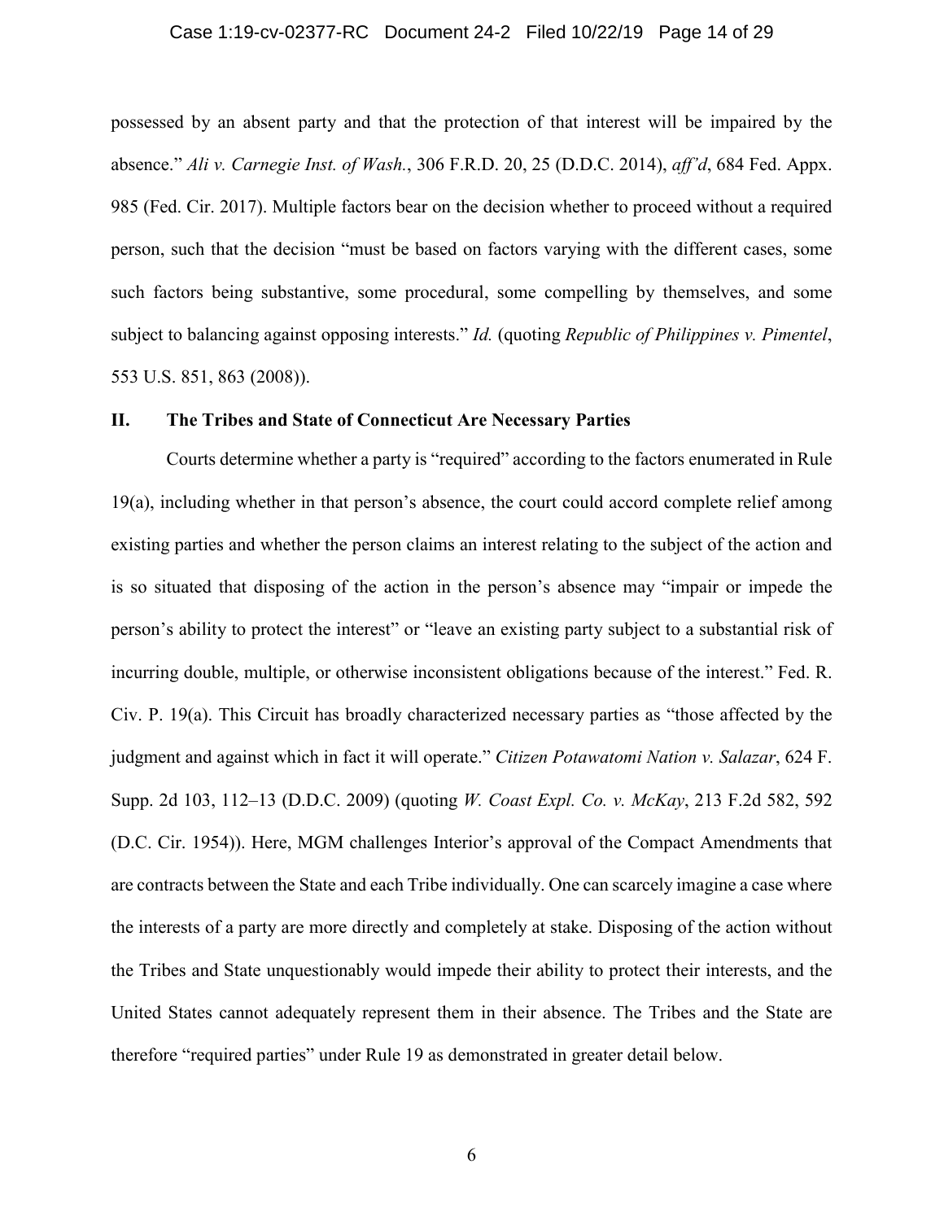possessed by an absent party and that the protection of that interest will be impaired by the absence." *Ali v. Carnegie Inst. of Wash.*, 306 F.R.D. 20, 25 (D.D.C. 2014), *aff'd*, 684 Fed. Appx. 985 (Fed. Cir. 2017). Multiple factors bear on the decision whether to proceed without a required person, such that the decision "must be based on factors varying with the different cases, some such factors being substantive, some procedural, some compelling by themselves, and some subject to balancing against opposing interests." *Id.* (quoting *Republic of Philippines v. Pimentel*, 553 U.S. 851, 863 (2008)).

## II. The Tribes and State of Connecticut Are Necessary Parties

Courts determine whether a party is "required" according to the factors enumerated in Rule 19(a), including whether in that person's absence, the court could accord complete relief among existing parties and whether the person claims an interest relating to the subject of the action and is so situated that disposing of the action in the person's absence may "impair or impede the person's ability to protect the interest" or "leave an existing party subject to a substantial risk of incurring double, multiple, or otherwise inconsistent obligations because of the interest." Fed. R. Civ. P. 19(a). This Circuit has broadly characterized necessary parties as "those affected by the judgment and against which in fact it will operate." *Citizen Potawatomi Nation v. Salazar*, 624 F. Supp. 2d 103, 112–13 (D.D.C. 2009) (quoting *W. Coast Expl. Co. v. McKay*, 213 F.2d 582, 592 (D.C. Cir. 1954)). Here, MGM challenges Interior's approval of the Compact Amendments that are contracts between the State and each Tribe individually. One can scarcely imagine a case where the interests of a party are more directly and completely at stake. Disposing of the action without the Tribes and State unquestionably would impede their ability to protect their interests, and the United States cannot adequately represent them in their absence. The Tribes and the State are therefore "required parties" under Rule 19 as demonstrated in greater detail below.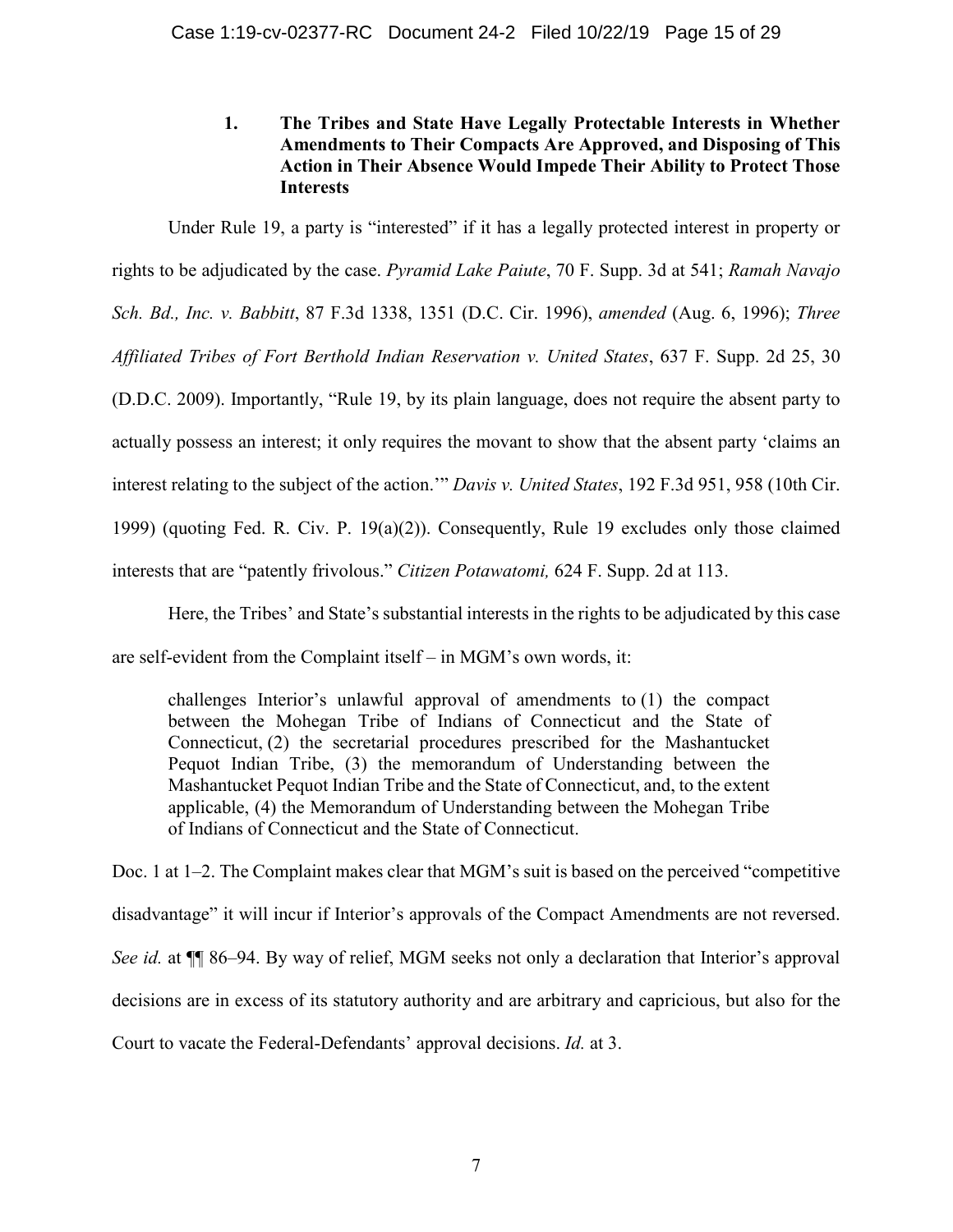### 1. The Tribes and State Have Legally Protectable Interests in Whether Amendments to Their Compacts Are Approved, and Disposing of This Action in Their Absence Would Impede Their Ability to Protect Those Interests

Under Rule 19, a party is "interested" if it has a legally protected interest in property or rights to be adjudicated by the case. *Pyramid Lake Paiute*, 70 F. Supp. 3d at 541; *Ramah Navajo Sch. Bd., Inc. v. Babbitt*, 87 F.3d 1338, 1351 (D.C. Cir. 1996), *amended* (Aug. 6, 1996); *Three Affiliated Tribes of Fort Berthold Indian Reservation v. United States*, 637 F. Supp. 2d 25, 30 (D.D.C. 2009). Importantly, "Rule 19, by its plain language, does not require the absent party to actually possess an interest; it only requires the movant to show that the absent party 'claims an interest relating to the subject of the action.'" *Davis v. United States*, 192 F.3d 951, 958 (10th Cir. 1999) (quoting Fed. R. Civ. P. 19(a)(2)). Consequently, Rule 19 excludes only those claimed interests that are "patently frivolous." *Citizen Potawatomi,* 624 F. Supp. 2d at 113.

Here, the Tribes' and State's substantial interests in the rights to be adjudicated by this case are self-evident from the Complaint itself – in MGM's own words, it:

> challenges Interior's unlawful approval of amendments to (1) the compact between the Mohegan Tribe of Indians of Connecticut and the State of Connecticut, (2) the secretarial procedures prescribed for the Mashantucket Pequot Indian Tribe, (3) the memorandum of Understanding between the Mashantucket Pequot Indian Tribe and the State of Connecticut, and, to the extent applicable, (4) the Memorandum of Understanding between the Mohegan Tribe of Indians of Connecticut and the State of Connecticut.

Doc. 1 at 1–2. The Complaint makes clear that MGM's suit is based on the perceived "competitive disadvantage" it will incur if Interior's approvals of the Compact Amendments are not reversed. *See id.* at ¶¶ 86–94. By way of relief, MGM seeks not only a declaration that Interior's approval decisions are in excess of its statutory authority and are arbitrary and capricious, but also for the Court to vacate the Federal-Defendants' approval decisions. *Id.* at 3.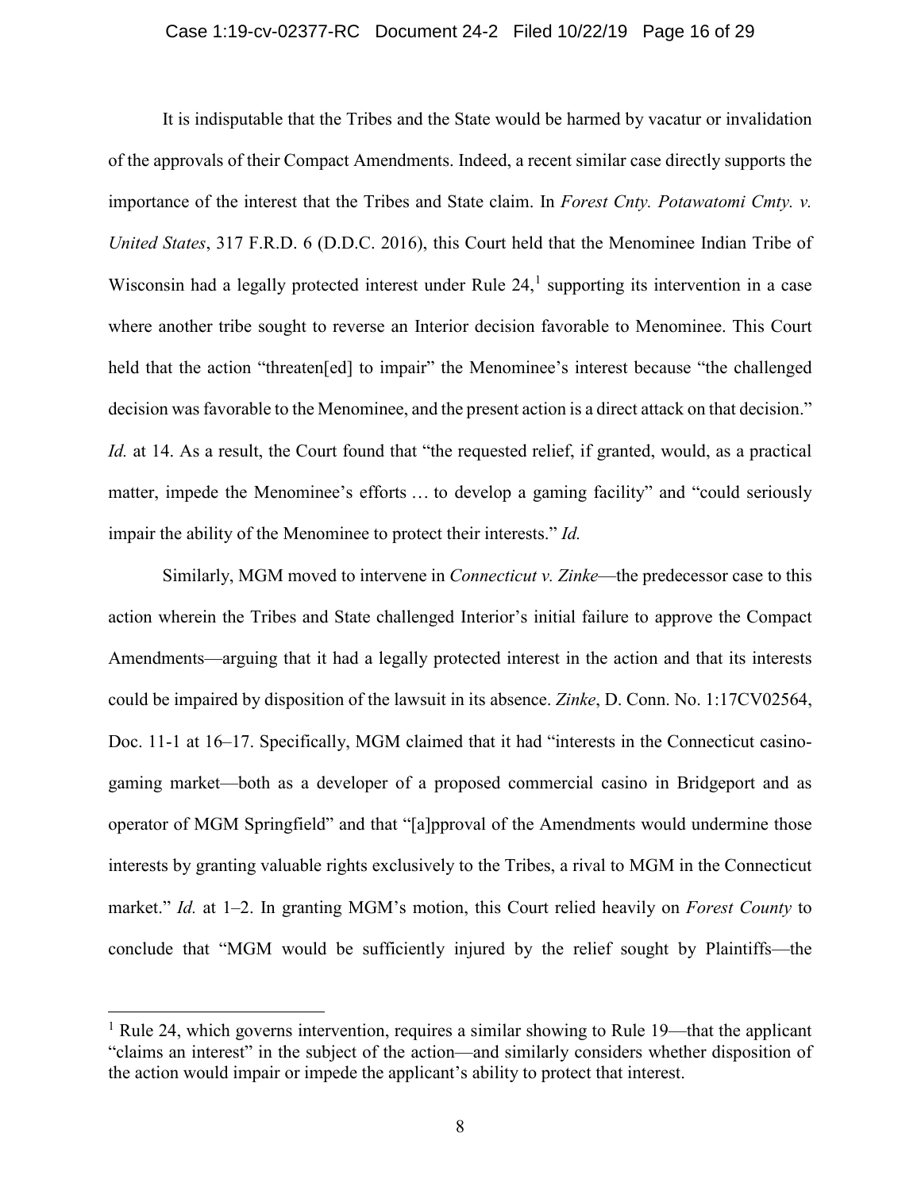It is indisputable that the Tribes and the State would be harmed by vacatur or invalidation of the approvals of their Compact Amendments. Indeed, a recent similar case directly supports the importance of the interest that the Tribes and State claim. In *Forest Cnty. Potawatomi Cmty. v. United States*, 317 F.R.D. 6 (D.D.C. 2016), this Court held that the Menominee Indian Tribe of Wisconsin had a legally protected interest under Rule 24,[1] supporting its intervention in a case where another tribe sought to reverse an Interior decision favorable to Menominee. This Court held that the action "threaten[ed] to impair" the Menominee's interest because "the challenged decision was favorable to the Menominee, and the present action is a direct attack on that decision." *Id.* at 14. As a result, the Court found that "the requested relief, if granted, would, as a practical matter, impede the Menominee's efforts … to develop a gaming facility" and "could seriously impair the ability of the Menominee to protect their interests." *Id.*

Similarly, MGM moved to intervene in *Connecticut v. Zinke*—the predecessor case to this action wherein the Tribes and State challenged Interior's initial failure to approve the Compact Amendments—arguing that it had a legally protected interest in the action and that its interests could be impaired by disposition of the lawsuit in its absence. *Zinke*, D. Conn. No. 1:17CV02564, Doc. 11-1 at 16–17. Specifically, MGM claimed that it had "interests in the Connecticut casino-gaming market—both as a developer of a proposed commercial casino in Bridgeport and as operator of MGM Springfield" and that "[a]pproval of the Amendments would undermine those interests by granting valuable rights exclusively to the Tribes, a rival to MGM in the Connecticut market." *Id.* at 1–2. In granting MGM's motion, this Court relied heavily on *Forest County* to conclude that "MGM would be sufficiently injured by the relief sought by Plaintiffs—the

[1] Rule 24, which governs intervention, requires a similar showing to Rule 19—that the applicant "claims an interest" in the subject of the action—and similarly considers whether disposition of the action would impair or impede the applicant's ability to protect that interest.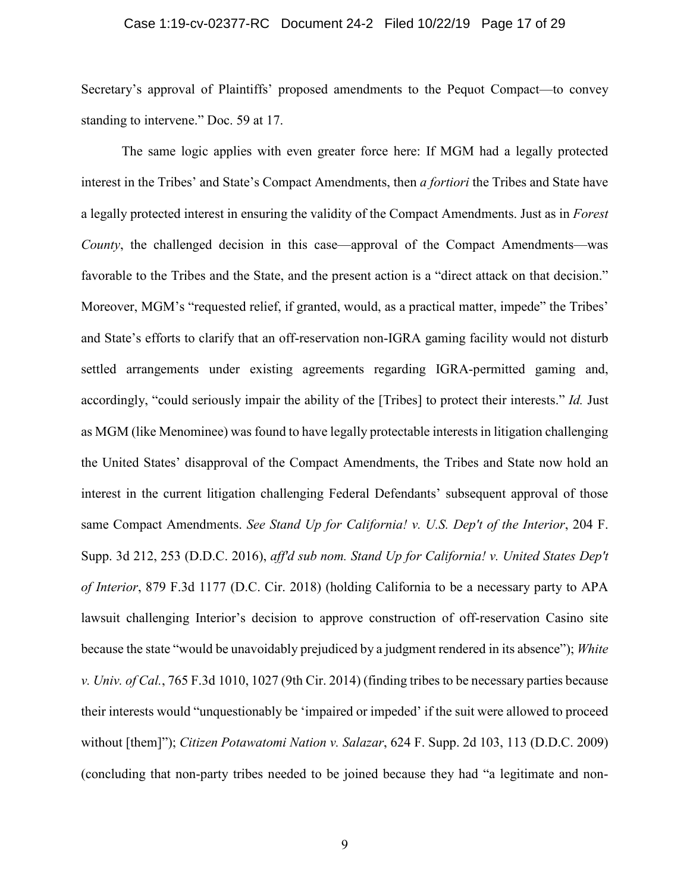Secretary's approval of Plaintiffs' proposed amendments to the Pequot Compact—to convey standing to intervene." Doc. 59 at 17.

The same logic applies with even greater force here: If MGM had a legally protected interest in the Tribes' and State's Compact Amendments, then *a fortiori* the Tribes and State have a legally protected interest in ensuring the validity of the Compact Amendments. Just as in *Forest County*, the challenged decision in this case—approval of the Compact Amendments—was favorable to the Tribes and the State, and the present action is a "direct attack on that decision." Moreover, MGM's "requested relief, if granted, would, as a practical matter, impede" the Tribes' and State's efforts to clarify that an off-reservation non-IGRA gaming facility would not disturb settled arrangements under existing agreements regarding IGRA-permitted gaming and, accordingly, "could seriously impair the ability of the [Tribes] to protect their interests." *Id.* Just as MGM (like Menominee) was found to have legally protectable interests in litigation challenging the United States' disapproval of the Compact Amendments, the Tribes and State now hold an interest in the current litigation challenging Federal Defendants' subsequent approval of those same Compact Amendments. *See Stand Up for California! v. U.S. Dep't of the Interior*, 204 F. Supp. 3d 212, 253 (D.D.C. 2016), *aff'd sub nom. Stand Up for California! v. United States Dep't of Interior*, 879 F.3d 1177 (D.C. Cir. 2018) (holding California to be a necessary party to APA lawsuit challenging Interior's decision to approve construction of off-reservation Casino site because the state "would be unavoidably prejudiced by a judgment rendered in its absence"); *White v. Univ. of Cal.*, 765 F.3d 1010, 1027 (9th Cir. 2014) (finding tribes to be necessary parties because their interests would "unquestionably be 'impaired or impeded' if the suit were allowed to proceed without [them]"); *Citizen Potawatomi Nation v. Salazar*, 624 F. Supp. 2d 103, 113 (D.D.C. 2009) (concluding that non-party tribes needed to be joined because they had "a legitimate and non-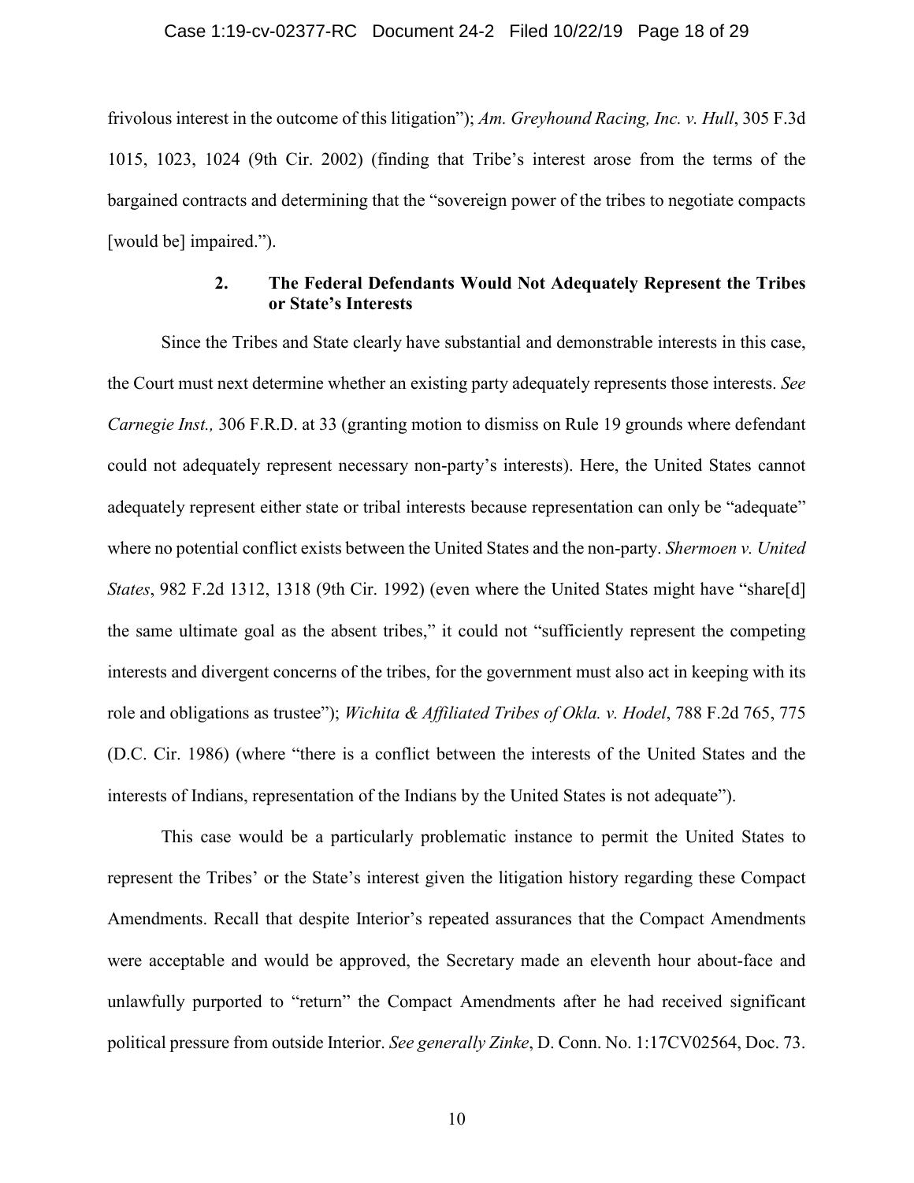frivolous interest in the outcome of this litigation"); *Am. Greyhound Racing, Inc. v. Hull*, 305 F.3d 1015, 1023, 1024 (9th Cir. 2002) (finding that Tribe's interest arose from the terms of the bargained contracts and determining that the "sovereign power of the tribes to negotiate compacts [would be] impaired.").

#### 2. The Federal Defendants Would Not Adequately Represent the Tribes or State's Interests

Since the Tribes and State clearly have substantial and demonstrable interests in this case, the Court must next determine whether an existing party adequately represents those interests. *See Carnegie Inst.,* 306 F.R.D. at 33 (granting motion to dismiss on Rule 19 grounds where defendant could not adequately represent necessary non-party's interests). Here, the United States cannot adequately represent either state or tribal interests because representation can only be "adequate" where no potential conflict exists between the United States and the non-party. *Shermoen v. United States*, 982 F.2d 1312, 1318 (9th Cir. 1992) (even where the United States might have "share[d] the same ultimate goal as the absent tribes," it could not "sufficiently represent the competing interests and divergent concerns of the tribes, for the government must also act in keeping with its role and obligations as trustee"); *Wichita & Affiliated Tribes of Okla. v. Hodel*, 788 F.2d 765, 775 (D.C. Cir. 1986) (where "there is a conflict between the interests of the United States and the interests of Indians, representation of the Indians by the United States is not adequate").

This case would be a particularly problematic instance to permit the United States to represent the Tribes' or the State's interest given the litigation history regarding these Compact Amendments. Recall that despite Interior's repeated assurances that the Compact Amendments were acceptable and would be approved, the Secretary made an eleventh hour about-face and unlawfully purported to "return" the Compact Amendments after he had received significant political pressure from outside Interior. *See generally Zinke*, D. Conn. No. 1:17CV02564, Doc. 73.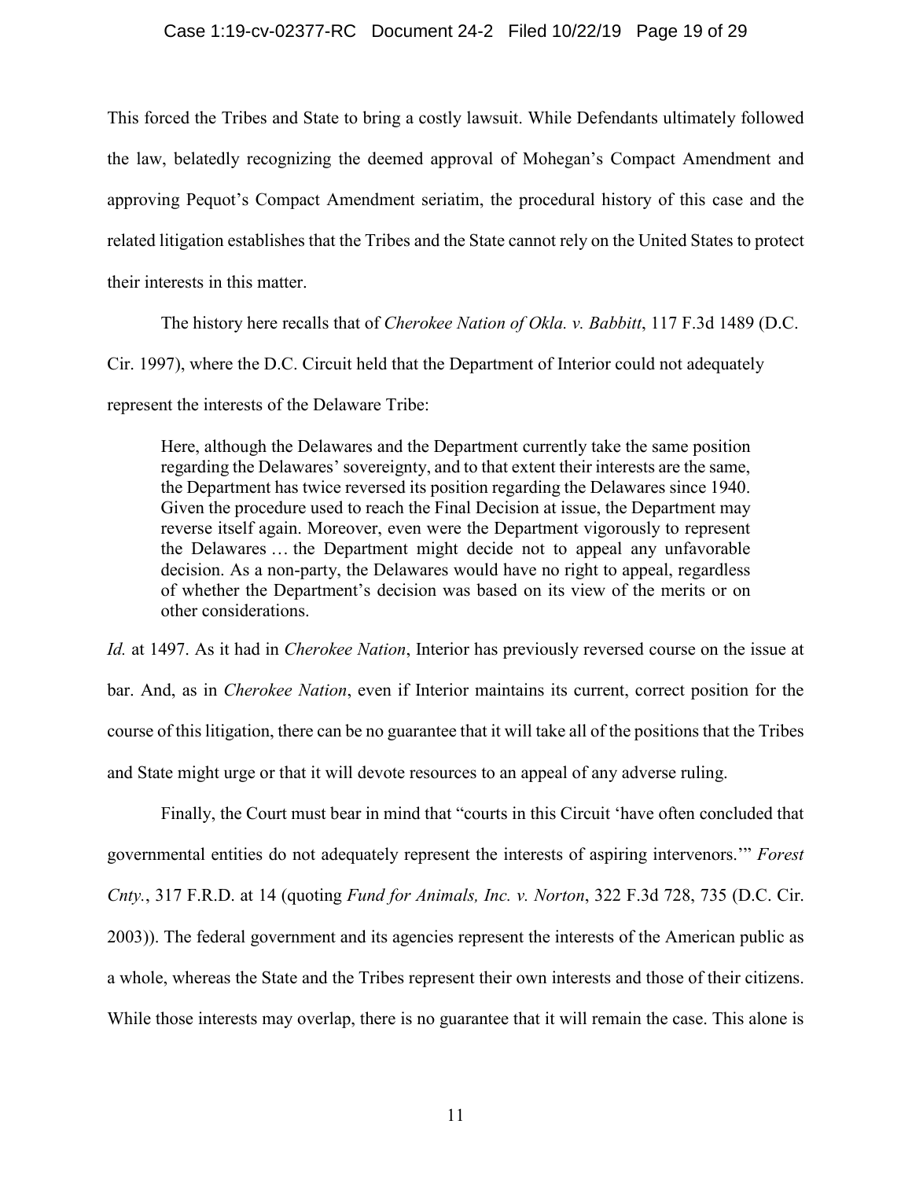This forced the Tribes and State to bring a costly lawsuit. While Defendants ultimately followed the law, belatedly recognizing the deemed approval of Mohegan's Compact Amendment and approving Pequot's Compact Amendment seriatim, the procedural history of this case and the related litigation establishes that the Tribes and the State cannot rely on the United States to protect their interests in this matter.

The history here recalls that of *Cherokee Nation of Okla. v. Babbitt*, 117 F.3d 1489 (D.C. Cir. 1997), where the D.C. Circuit held that the Department of Interior could not adequately represent the interests of the Delaware Tribe:

> Here, although the Delawares and the Department currently take the same position regarding the Delawares' sovereignty, and to that extent their interests are the same, the Department has twice reversed its position regarding the Delawares since 1940. Given the procedure used to reach the Final Decision at issue, the Department may reverse itself again. Moreover, even were the Department vigorously to represent the Delawares … the Department might decide not to appeal any unfavorable decision. As a non-party, the Delawares would have no right to appeal, regardless of whether the Department's decision was based on its view of the merits or on other considerations.

*Id.* at 1497. As it had in *Cherokee Nation*, Interior has previously reversed course on the issue at bar. And, as in *Cherokee Nation*, even if Interior maintains its current, correct position for the course of this litigation, there can be no guarantee that it will take all of the positions that the Tribes and State might urge or that it will devote resources to an appeal of any adverse ruling.

Finally, the Court must bear in mind that "courts in this Circuit 'have often concluded that governmental entities do not adequately represent the interests of aspiring intervenors.'" *Forest Cnty.*, 317 F.R.D. at 14 (quoting *Fund for Animals, Inc. v. Norton*, 322 F.3d 728, 735 (D.C. Cir. 2003)). The federal government and its agencies represent the interests of the American public as a whole, whereas the State and the Tribes represent their own interests and those of their citizens. While those interests may overlap, there is no guarantee that it will remain the case. This alone is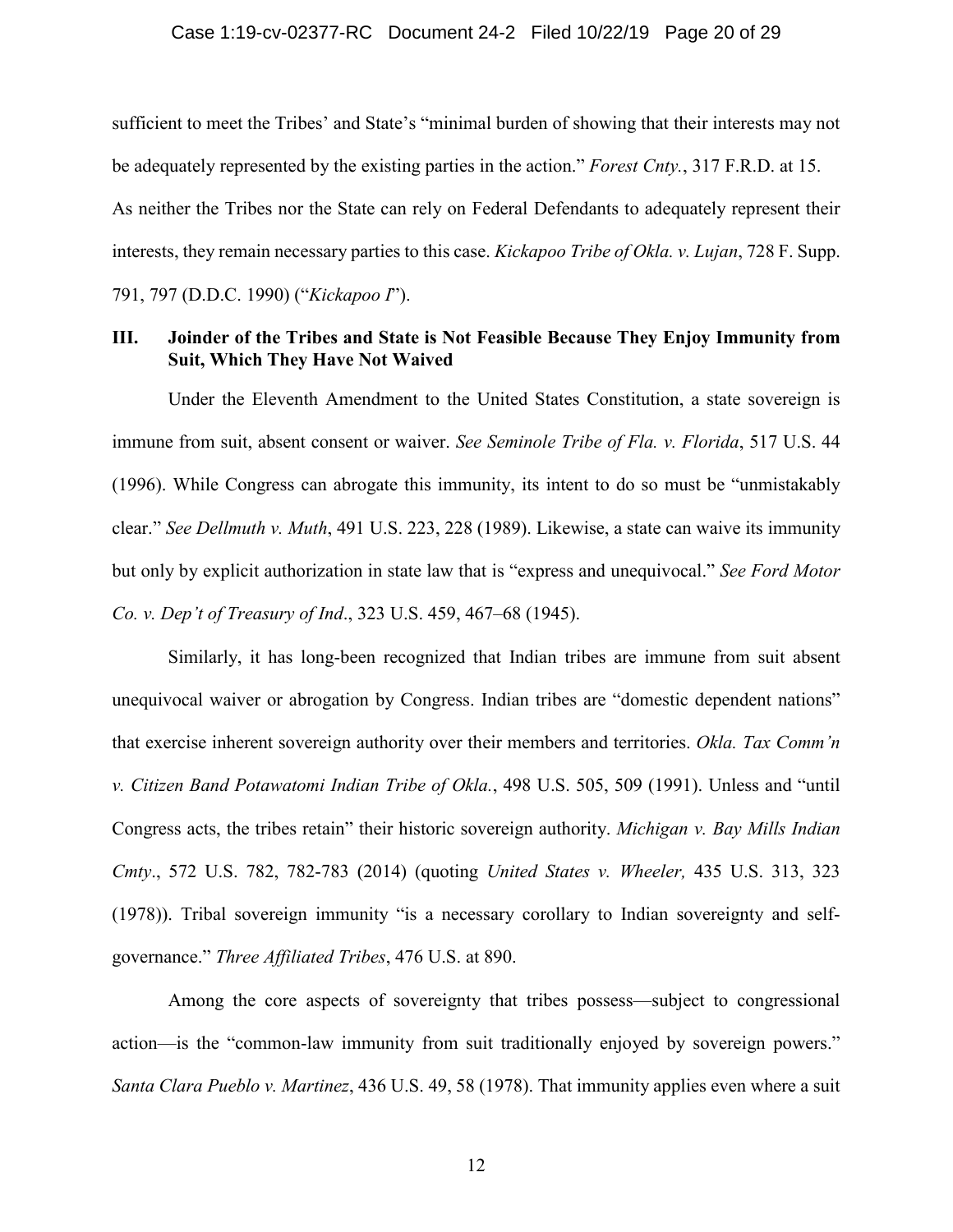sufficient to meet the Tribes' and State's "minimal burden of showing that their interests may not be adequately represented by the existing parties in the action." *Forest Cnty.*, 317 F.R.D. at 15. As neither the Tribes nor the State can rely on Federal Defendants to adequately represent their interests, they remain necessary parties to this case. *Kickapoo Tribe of Okla. v. Lujan*, 728 F. Supp. 791, 797 (D.D.C. 1990) ("*Kickapoo I*").

### III. Joinder of the Tribes and State is Not Feasible Because They Enjoy Immunity from Suit, Which They Have Not Waived

Under the Eleventh Amendment to the United States Constitution, a state sovereign is immune from suit, absent consent or waiver. *See Seminole Tribe of Fla. v. Florida*, 517 U.S. 44 (1996). While Congress can abrogate this immunity, its intent to do so must be "unmistakably clear." *See Dellmuth v. Muth*, 491 U.S. 223, 228 (1989). Likewise, a state can waive its immunity but only by explicit authorization in state law that is "express and unequivocal." *See Ford Motor Co. v. Dep't of Treasury of Ind.*, 323 U.S. 459, 467–68 (1945).

Similarly, it has long-been recognized that Indian tribes are immune from suit absent unequivocal waiver or abrogation by Congress. Indian tribes are "domestic dependent nations" that exercise inherent sovereign authority over their members and territories. *Okla. Tax Comm'n v. Citizen Band Potawatomi Indian Tribe of Okla.*, 498 U.S. 505, 509 (1991). Unless and "until Congress acts, the tribes retain" their historic sovereign authority. *Michigan v. Bay Mills Indian Cmty*., 572 U.S. 782, 782-783 (2014) (quoting *United States v. Wheeler,* 435 U.S. 313, 323 (1978)). Tribal sovereign immunity "is a necessary corollary to Indian sovereignty and self-governance." *Three Affiliated Tribes*, 476 U.S. at 890.

Among the core aspects of sovereignty that tribes possess—subject to congressional action—is the "common-law immunity from suit traditionally enjoyed by sovereign powers." *Santa Clara Pueblo v. Martinez*, 436 U.S. 49, 58 (1978). That immunity applies even where a suit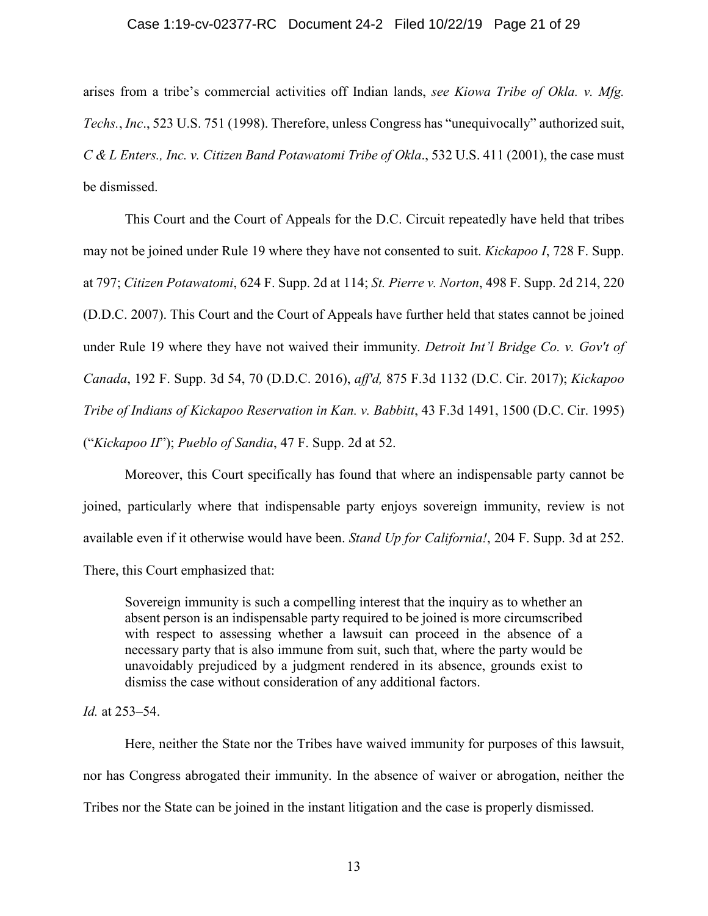arises from a tribe's commercial activities off Indian lands, *see Kiowa Tribe of Okla. v. Mfg. Techs.*, *Inc*., 523 U.S. 751 (1998). Therefore, unless Congress has "unequivocally" authorized suit, *C & L Enters., Inc. v. Citizen Band Potawatomi Tribe of Okla*., 532 U.S. 411 (2001), the case must be dismissed.

This Court and the Court of Appeals for the D.C. Circuit repeatedly have held that tribes may not be joined under Rule 19 where they have not consented to suit. *Kickapoo I*, 728 F. Supp. at 797; *Citizen Potawatomi*, 624 F. Supp. 2d at 114; *St. Pierre v. Norton*, 498 F. Supp. 2d 214, 220 (D.D.C. 2007). This Court and the Court of Appeals have further held that states cannot be joined under Rule 19 where they have not waived their immunity. *Detroit Int'l Bridge Co. v. Gov't of Canada*, 192 F. Supp. 3d 54, 70 (D.D.C. 2016), *aff'd,* 875 F.3d 1132 (D.C. Cir. 2017); *Kickapoo Tribe of Indians of Kickapoo Reservation in Kan. v. Babbitt*, 43 F.3d 1491, 1500 (D.C. Cir. 1995) ("*Kickapoo II*"); *Pueblo of Sandia*, 47 F. Supp. 2d at 52.

Moreover, this Court specifically has found that where an indispensable party cannot be joined, particularly where that indispensable party enjoys sovereign immunity, review is not available even if it otherwise would have been. *Stand Up for California!*, 204 F. Supp. 3d at 252. There, this Court emphasized that:

> Sovereign immunity is such a compelling interest that the inquiry as to whether an absent person is an indispensable party required to be joined is more circumscribed with respect to assessing whether a lawsuit can proceed in the absence of a necessary party that is also immune from suit, such that, where the party would be unavoidably prejudiced by a judgment rendered in its absence, grounds exist to dismiss the case without consideration of any additional factors.

*Id.* at 253–54.

Here, neither the State nor the Tribes have waived immunity for purposes of this lawsuit, nor has Congress abrogated their immunity. In the absence of waiver or abrogation, neither the Tribes nor the State can be joined in the instant litigation and the case is properly dismissed.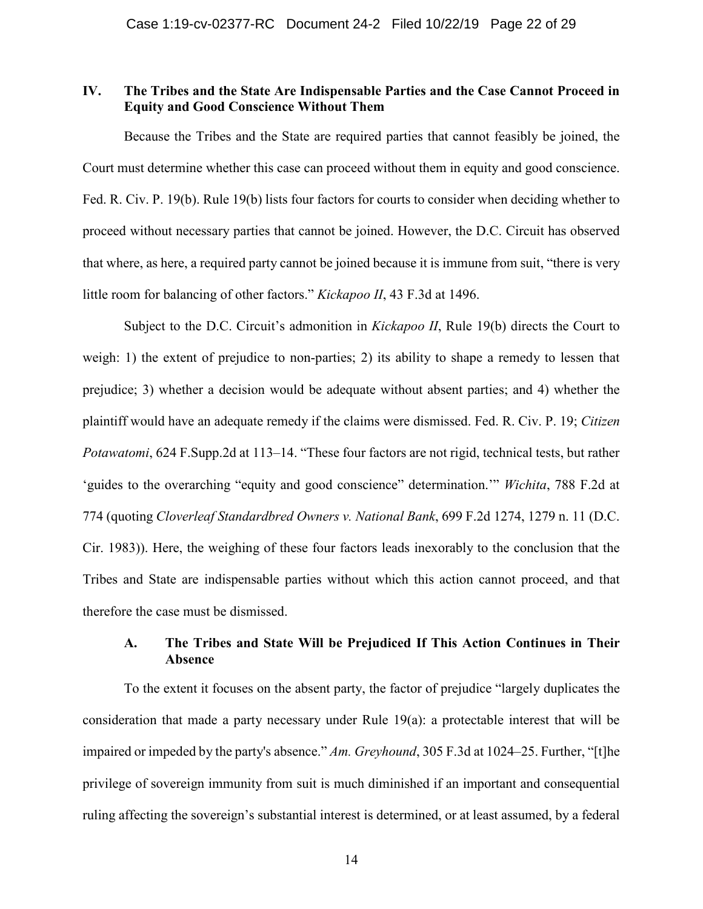## IV. The Tribes and the State Are Indispensable Parties and the Case Cannot Proceed in Equity and Good Conscience Without Them

Because the Tribes and the State are required parties that cannot feasibly be joined, the Court must determine whether this case can proceed without them in equity and good conscience. Fed. R. Civ. P. 19(b). Rule 19(b) lists four factors for courts to consider when deciding whether to proceed without necessary parties that cannot be joined. However, the D.C. Circuit has observed that where, as here, a required party cannot be joined because it is immune from suit, "there is very little room for balancing of other factors." *Kickapoo II*, 43 F.3d at 1496.

Subject to the D.C. Circuit's admonition in *Kickapoo II*, Rule 19(b) directs the Court to weigh: 1) the extent of prejudice to non-parties; 2) its ability to shape a remedy to lessen that prejudice; 3) whether a decision would be adequate without absent parties; and 4) whether the plaintiff would have an adequate remedy if the claims were dismissed. Fed. R. Civ. P. 19; *Citizen Potawatomi*, 624 F.Supp.2d at 113–14. "These four factors are not rigid, technical tests, but rather 'guides to the overarching "equity and good conscience" determination.'" *Wichita*, 788 F.2d at 774 (quoting *Cloverleaf Standardbred Owners v. National Bank*, 699 F.2d 1274, 1279 n. 11 (D.C. Cir. 1983)). Here, the weighing of these four factors leads inexorably to the conclusion that the Tribes and State are indispensable parties without which this action cannot proceed, and that therefore the case must be dismissed.

### A. The Tribes and State Will be Prejudiced If This Action Continues in Their Absence

To the extent it focuses on the absent party, the factor of prejudice "largely duplicates the consideration that made a party necessary under Rule 19(a): a protectable interest that will be impaired or impeded by the party's absence." *Am. Greyhound*, 305 F.3d at 1024–25. Further, "[t]he privilege of sovereign immunity from suit is much diminished if an important and consequential ruling affecting the sovereign's substantial interest is determined, or at least assumed, by a federal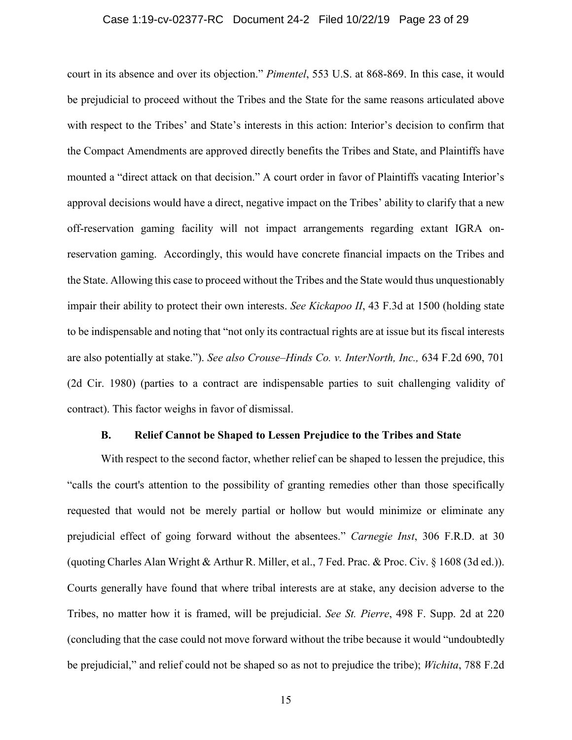court in its absence and over its objection." *Pimentel*, 553 U.S. at 868-869. In this case, it would be prejudicial to proceed without the Tribes and the State for the same reasons articulated above with respect to the Tribes' and State's interests in this action: Interior's decision to confirm that the Compact Amendments are approved directly benefits the Tribes and State, and Plaintiffs have mounted a "direct attack on that decision." A court order in favor of Plaintiffs vacating Interior's approval decisions would have a direct, negative impact on the Tribes' ability to clarify that a new off-reservation gaming facility will not impact arrangements regarding extant IGRA on-reservation gaming. Accordingly, this would have concrete financial impacts on the Tribes and the State. Allowing this case to proceed without the Tribes and the State would thus unquestionably impair their ability to protect their own interests. *See Kickapoo II*, 43 F.3d at 1500 (holding state to be indispensable and noting that "not only its contractual rights are at issue but its fiscal interests are also potentially at stake."). *See also Crouse–Hinds Co. v. InterNorth, Inc.,* 634 F.2d 690, 701 (2d Cir. 1980) (parties to a contract are indispensable parties to suit challenging validity of contract). This factor weighs in favor of dismissal.

### B. Relief Cannot be Shaped to Lessen Prejudice to the Tribes and State

With respect to the second factor, whether relief can be shaped to lessen the prejudice, this "calls the court's attention to the possibility of granting remedies other than those specifically requested that would not be merely partial or hollow but would minimize or eliminate any prejudicial effect of going forward without the absentees." *Carnegie Inst*, 306 F.R.D. at 30 (quoting Charles Alan Wright & Arthur R. Miller, et al., 7 Fed. Prac. & Proc. Civ. § 1608 (3d ed.)). Courts generally have found that where tribal interests are at stake, any decision adverse to the Tribes, no matter how it is framed, will be prejudicial. *See St. Pierre*, 498 F. Supp. 2d at 220 (concluding that the case could not move forward without the tribe because it would "undoubtedly be prejudicial," and relief could not be shaped so as not to prejudice the tribe); *Wichita*, 788 F.2d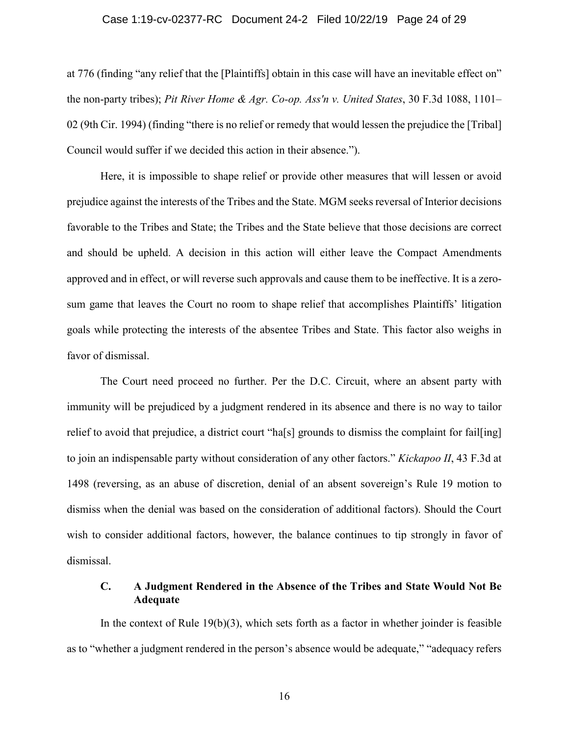at 776 (finding "any relief that the [Plaintiffs] obtain in this case will have an inevitable effect on" the non-party tribes); *Pit River Home & Agr. Co-op. Ass'n v. United States*, 30 F.3d 1088, 1101–02 (9th Cir. 1994) (finding "there is no relief or remedy that would lessen the prejudice the [Tribal] Council would suffer if we decided this action in their absence.").

Here, it is impossible to shape relief or provide other measures that will lessen or avoid prejudice against the interests of the Tribes and the State. MGM seeks reversal of Interior decisions favorable to the Tribes and State; the Tribes and the State believe that those decisions are correct and should be upheld. A decision in this action will either leave the Compact Amendments approved and in effect, or will reverse such approvals and cause them to be ineffective. It is a zero-sum game that leaves the Court no room to shape relief that accomplishes Plaintiffs' litigation goals while protecting the interests of the absentee Tribes and State. This factor also weighs in favor of dismissal.

The Court need proceed no further. Per the D.C. Circuit, where an absent party with immunity will be prejudiced by a judgment rendered in its absence and there is no way to tailor relief to avoid that prejudice, a district court "ha[s] grounds to dismiss the complaint for fail[ing] to join an indispensable party without consideration of any other factors." *Kickapoo II*, 43 F.3d at 1498 (reversing, as an abuse of discretion, denial of an absent sovereign's Rule 19 motion to dismiss when the denial was based on the consideration of additional factors). Should the Court wish to consider additional factors, however, the balance continues to tip strongly in favor of dismissal.

### C. A Judgment Rendered in the Absence of the Tribes and State Would Not Be Adequate

In the context of Rule 19(b)(3), which sets forth as a factor in whether joinder is feasible as to "whether a judgment rendered in the person's absence would be adequate," "adequacy refers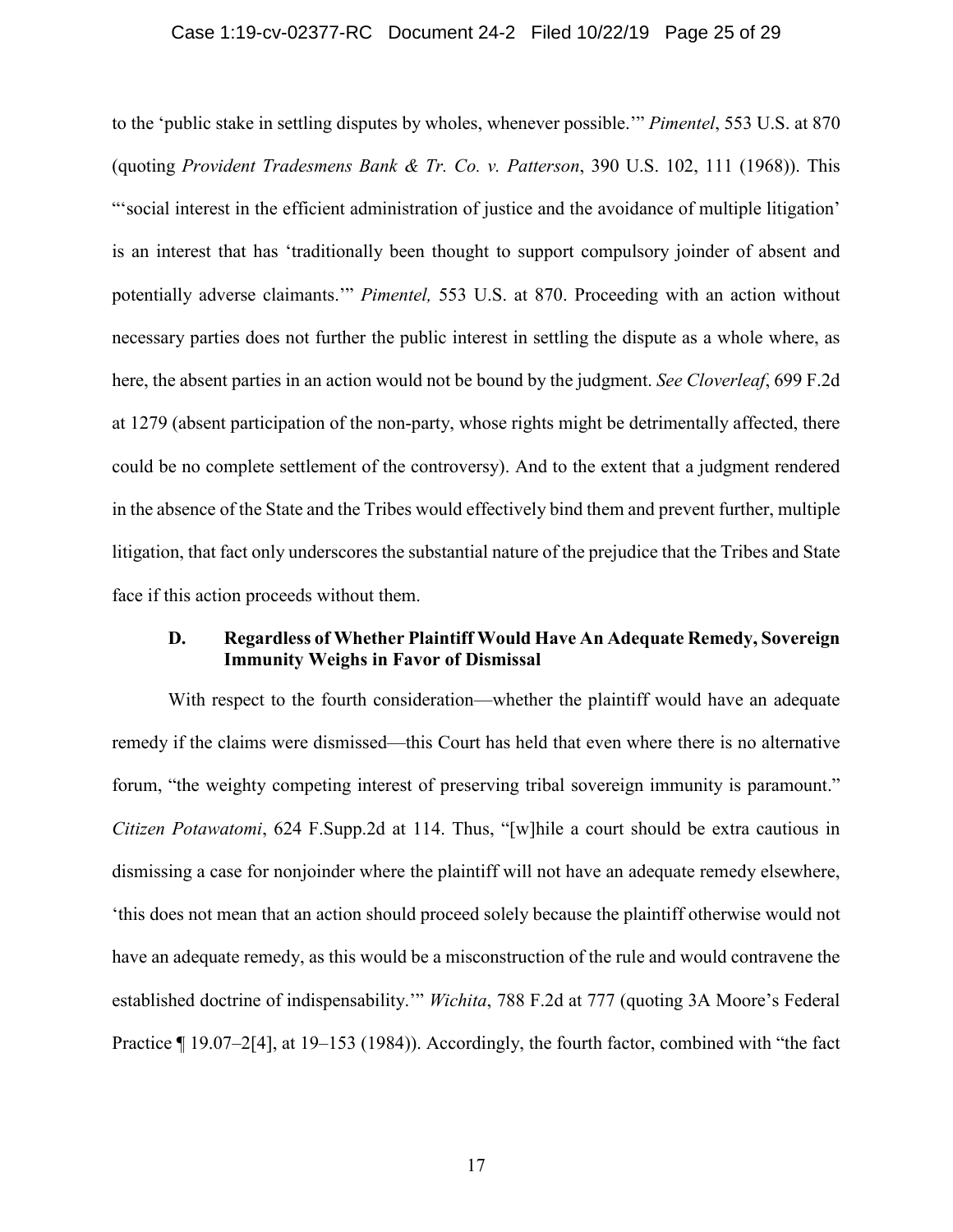to the 'public stake in settling disputes by wholes, whenever possible.'" *Pimentel*, 553 U.S. at 870 (quoting *Provident Tradesmens Bank & Tr. Co. v. Patterson*, 390 U.S. 102, 111 (1968)). This "'social interest in the efficient administration of justice and the avoidance of multiple litigation' is an interest that has 'traditionally been thought to support compulsory joinder of absent and potentially adverse claimants.'" *Pimentel,* 553 U.S. at 870. Proceeding with an action without necessary parties does not further the public interest in settling the dispute as a whole where, as here, the absent parties in an action would not be bound by the judgment. *See Cloverleaf*, 699 F.2d at 1279 (absent participation of the non-party, whose rights might be detrimentally affected, there could be no complete settlement of the controversy). And to the extent that a judgment rendered in the absence of the State and the Tribes would effectively bind them and prevent further, multiple litigation, that fact only underscores the substantial nature of the prejudice that the Tribes and State face if this action proceeds without them.

### D. Regardless of Whether Plaintiff Would Have An Adequate Remedy, Sovereign Immunity Weighs in Favor of Dismissal

With respect to the fourth consideration—whether the plaintiff would have an adequate remedy if the claims were dismissed—this Court has held that even where there is no alternative forum, "the weighty competing interest of preserving tribal sovereign immunity is paramount." *Citizen Potawatomi*, 624 F.Supp.2d at 114. Thus, "[w]hile a court should be extra cautious in dismissing a case for nonjoinder where the plaintiff will not have an adequate remedy elsewhere, 'this does not mean that an action should proceed solely because the plaintiff otherwise would not have an adequate remedy, as this would be a misconstruction of the rule and would contravene the established doctrine of indispensability.'" *Wichita*, 788 F.2d at 777 (quoting 3A Moore's Federal Practice ¶ 19.07–2[4], at 19–153 (1984)). Accordingly, the fourth factor, combined with "the fact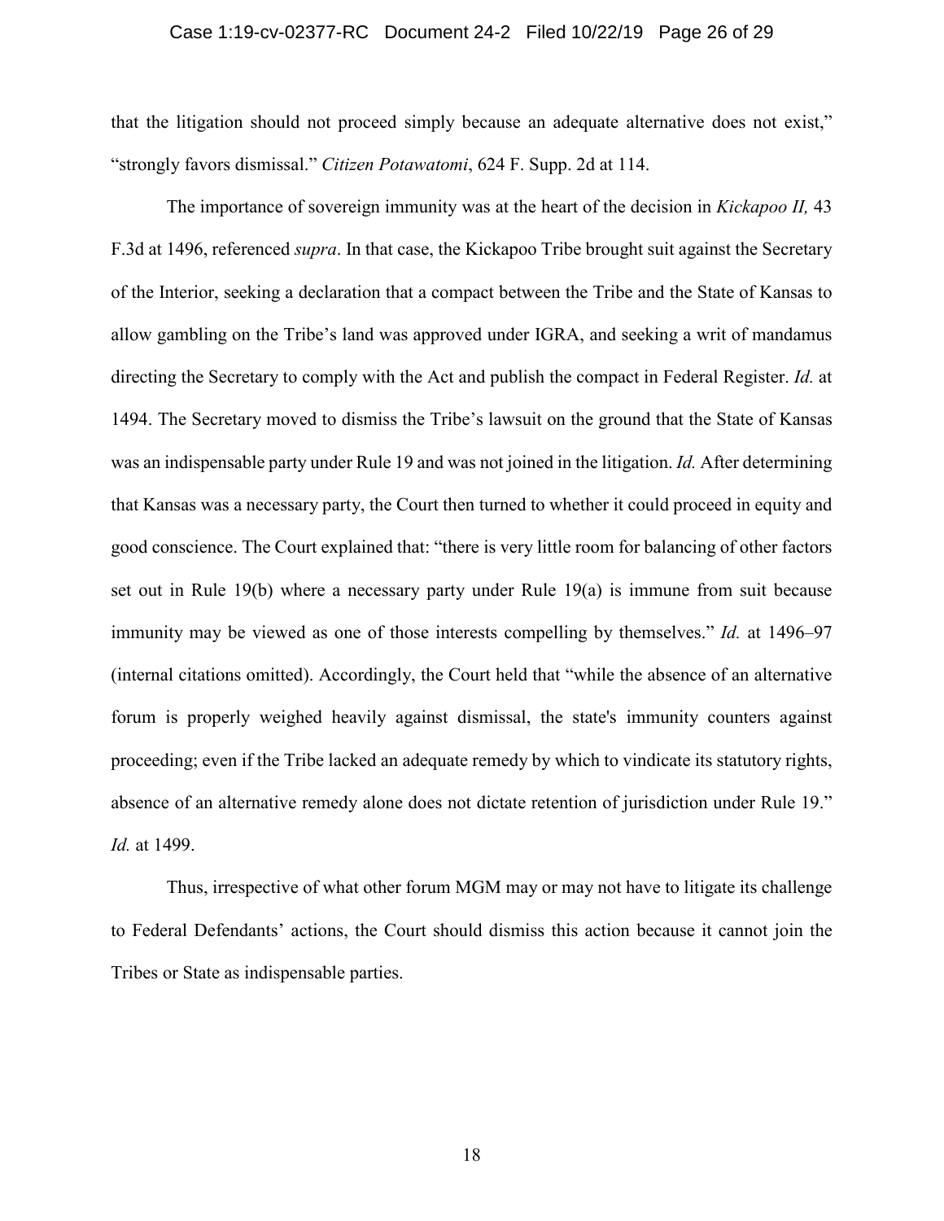that the litigation should not proceed simply because an adequate alternative does not exist," "strongly favors dismissal." *Citizen Potawatomi*, 624 F. Supp. 2d at 114.

The importance of sovereign immunity was at the heart of the decision in *Kickapoo II,* 43 F.3d at 1496, referenced *supra*. In that case, the Kickapoo Tribe brought suit against the Secretary of the Interior, seeking a declaration that a compact between the Tribe and the State of Kansas to allow gambling on the Tribe's land was approved under IGRA, and seeking a writ of mandamus directing the Secretary to comply with the Act and publish the compact in Federal Register. *Id.* at 1494. The Secretary moved to dismiss the Tribe's lawsuit on the ground that the State of Kansas was an indispensable party under Rule 19 and was not joined in the litigation. *Id.* After determining that Kansas was a necessary party, the Court then turned to whether it could proceed in equity and good conscience. The Court explained that: "there is very little room for balancing of other factors set out in Rule 19(b) where a necessary party under Rule 19(a) is immune from suit because immunity may be viewed as one of those interests compelling by themselves." *Id.* at 1496–97 (internal citations omitted). Accordingly, the Court held that "while the absence of an alternative forum is properly weighed heavily against dismissal, the state's immunity counters against proceeding; even if the Tribe lacked an adequate remedy by which to vindicate its statutory rights, absence of an alternative remedy alone does not dictate retention of jurisdiction under Rule 19." *Id.* at 1499.

Thus, irrespective of what other forum MGM may or may not have to litigate its challenge to Federal Defendants' actions, the Court should dismiss this action because it cannot join the Tribes or State as indispensable parties.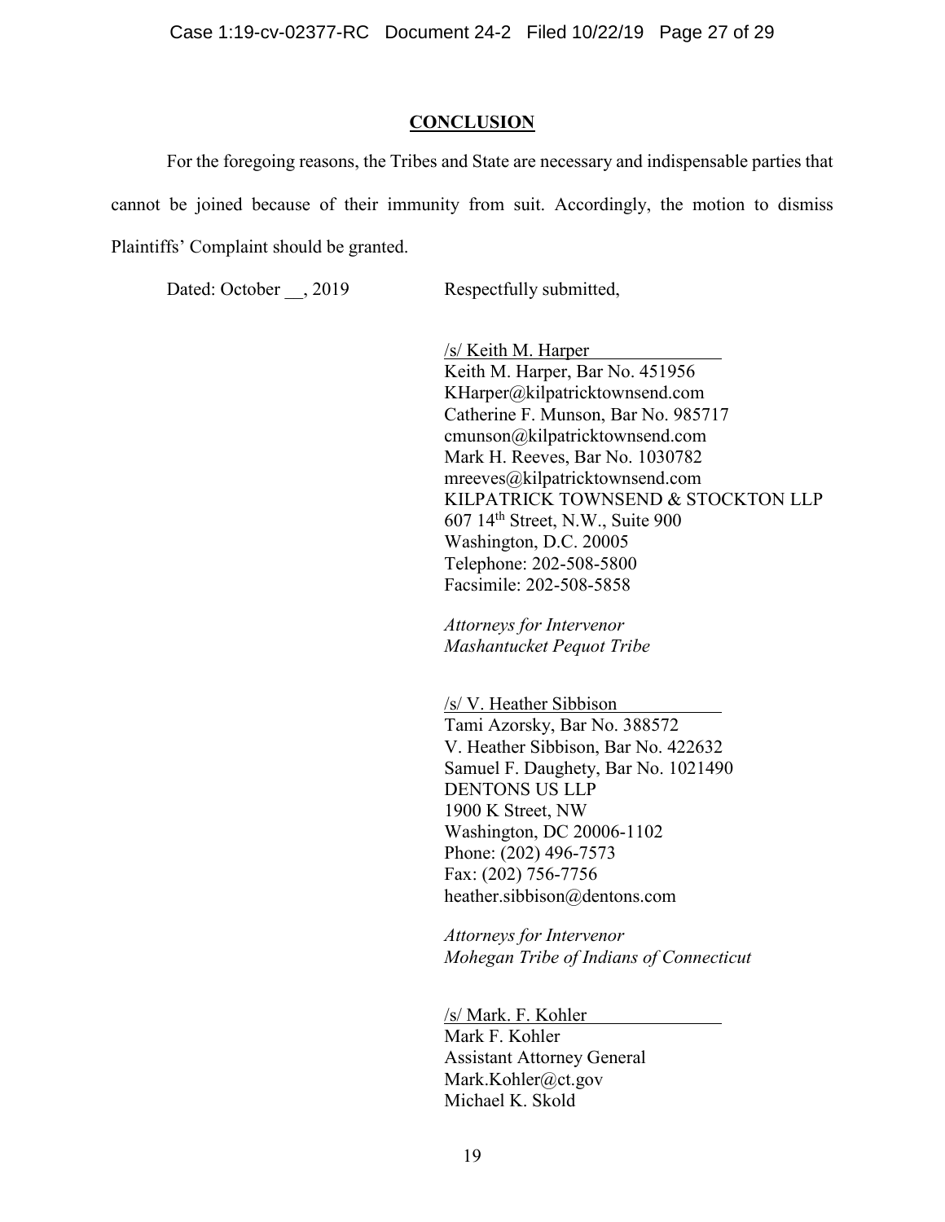## CONCLUSION

For the foregoing reasons, the Tribes and State are necessary and indispensable parties that cannot be joined because of their immunity from suit. Accordingly, the motion to dismiss Plaintiffs' Complaint should be granted.

Dated: October __, 2019

Respectfully submitted,

/s/ Keith M. Harper
Keith M. Harper, Bar No. 451956
KHarper@kilpatricktownsend.com
Catherine F. Munson, Bar No. 985717
cmunson@kilpatricktownsend.com
Mark H. Reeves, Bar No. 1030782
mreeves@kilpatricktownsend.com
KILPATRICK TOWNSEND & STOCKTON LLP
607 14th Street, N.W., Suite 900
Washington, D.C. 20005
Telephone: 202-508-5800
Facsimile: 202-508-5858

*Attorneys for Intervenor Mashantucket Pequot Tribe*

/s/ V. Heather Sibbison
Tami Azorsky, Bar No. 388572
V. Heather Sibbison, Bar No. 422632
Samuel F. Daughety, Bar No. 1021490
DENTONS US LLP
1900 K Street, NW
Washington, DC 20006-1102
Phone: (202) 496-7573
Fax: (202) 756-7756
heather.sibbison@dentons.com

*Attorneys for Intervenor Mohegan Tribe of Indians of Connecticut*

/s/ Mark. F. Kohler
Mark F. Kohler
Assistant Attorney General
Mark.Kohler@ct.gov
Michael K. Skold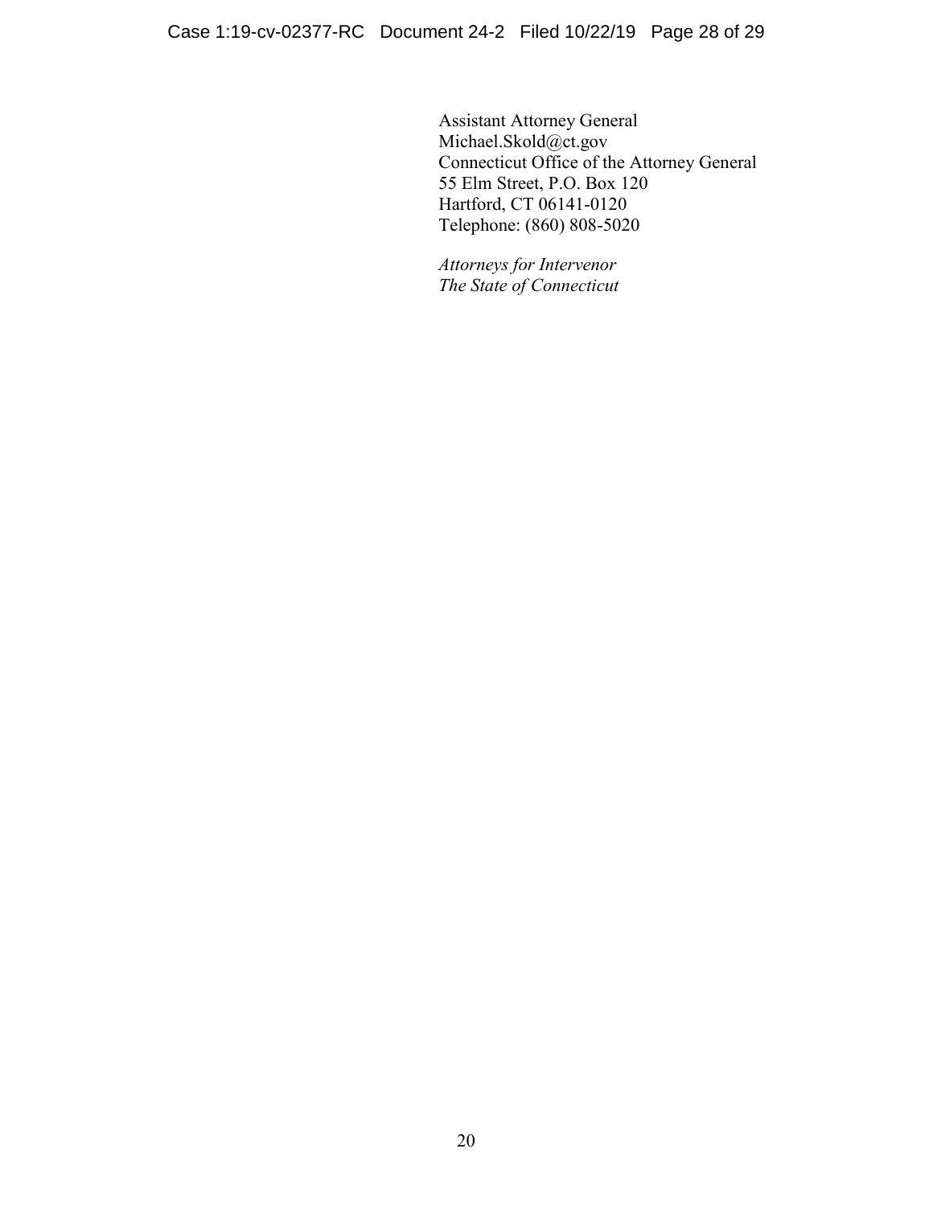Assistant Attorney General
Michael.Skold@ct.gov
Connecticut Office of the Attorney General
55 Elm Street, P.O. Box 120
Hartford, CT 06141-0120
Telephone: (860) 808-5020

*Attorneys for Intervenor*
*The State of Connecticut*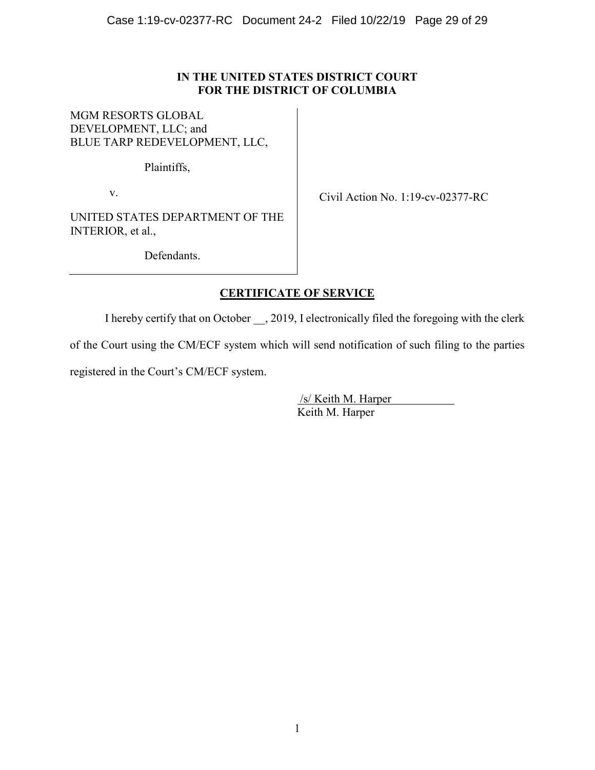**IN THE UNITED STATES DISTRICT COURT**
**FOR THE DISTRICT OF COLUMBIA**

MGM RESORTS GLOBAL DEVELOPMENT, LLC; and BLUE TARP REDEVELOPMENT, LLC,

Plaintiffs,

v.

UNITED STATES DEPARTMENT OF THE INTERIOR, et al.,

Defendants.

Civil Action No. 1:19-cv-02377-RC

**CERTIFICATE OF SERVICE**

I hereby certify that on October __, 2019, I electronically filed the foregoing with the clerk of the Court using the CM/ECF system which will send notification of such filing to the parties registered in the Court's CM/ECF system.

/s/ Keith M. Harper
Keith M. Harper